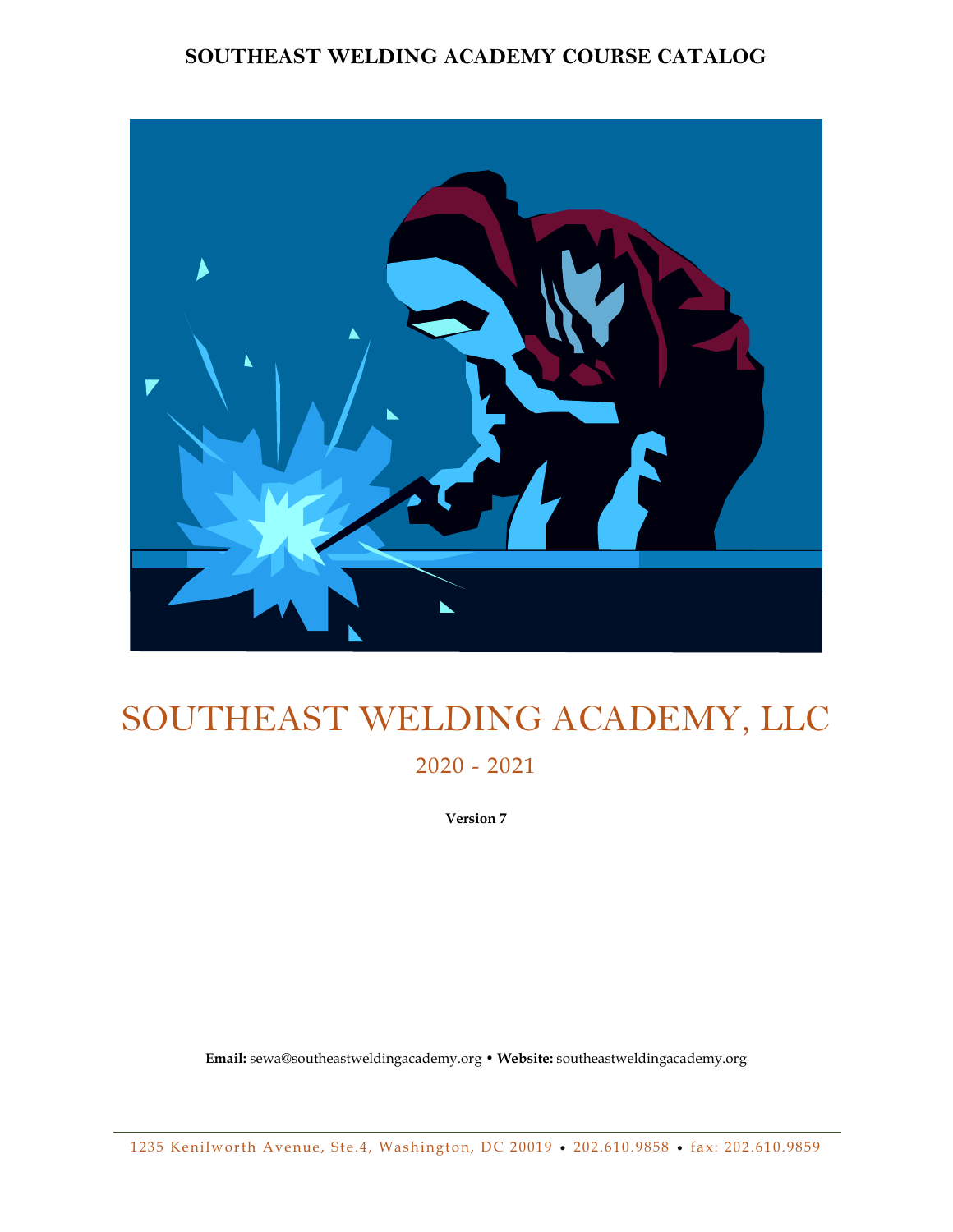# SOUTHEAST WELDING ACADEMY COURSE CATALOG

# SOUTHEAST WELDING ACADEMY, LLC

## 2020 - 2021

**Version 7**

**Email:** sewa@southeastweldingacademy.org • **Website:** southeastweldingacademy.org

1235 Kenilworth Avenue, Ste.4, Washington, DC 20019 • 202.610.9858 • fax: 202.610.9859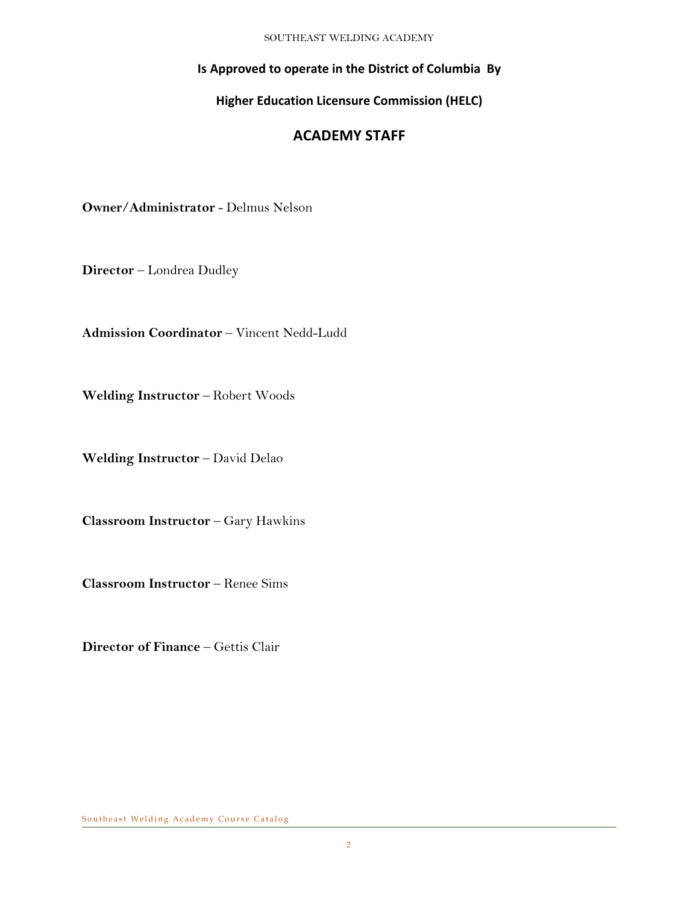**Is Approved to operate in the District of Columbia By**

**Higher Education Licensure Commission (HELC)**

## ACADEMY STAFF

**Owner/Administrator** - Delmus Nelson

**Director** – Londrea Dudley

**Admission Coordinator** – Vincent Nedd-Ludd

**Welding Instructor** – Robert Woods

**Welding Instructor** – David Delao

**Classroom Instructor** – Gary Hawkins

**Classroom Instructor** – Renee Sims

**Director of Finance** – Gettis Clair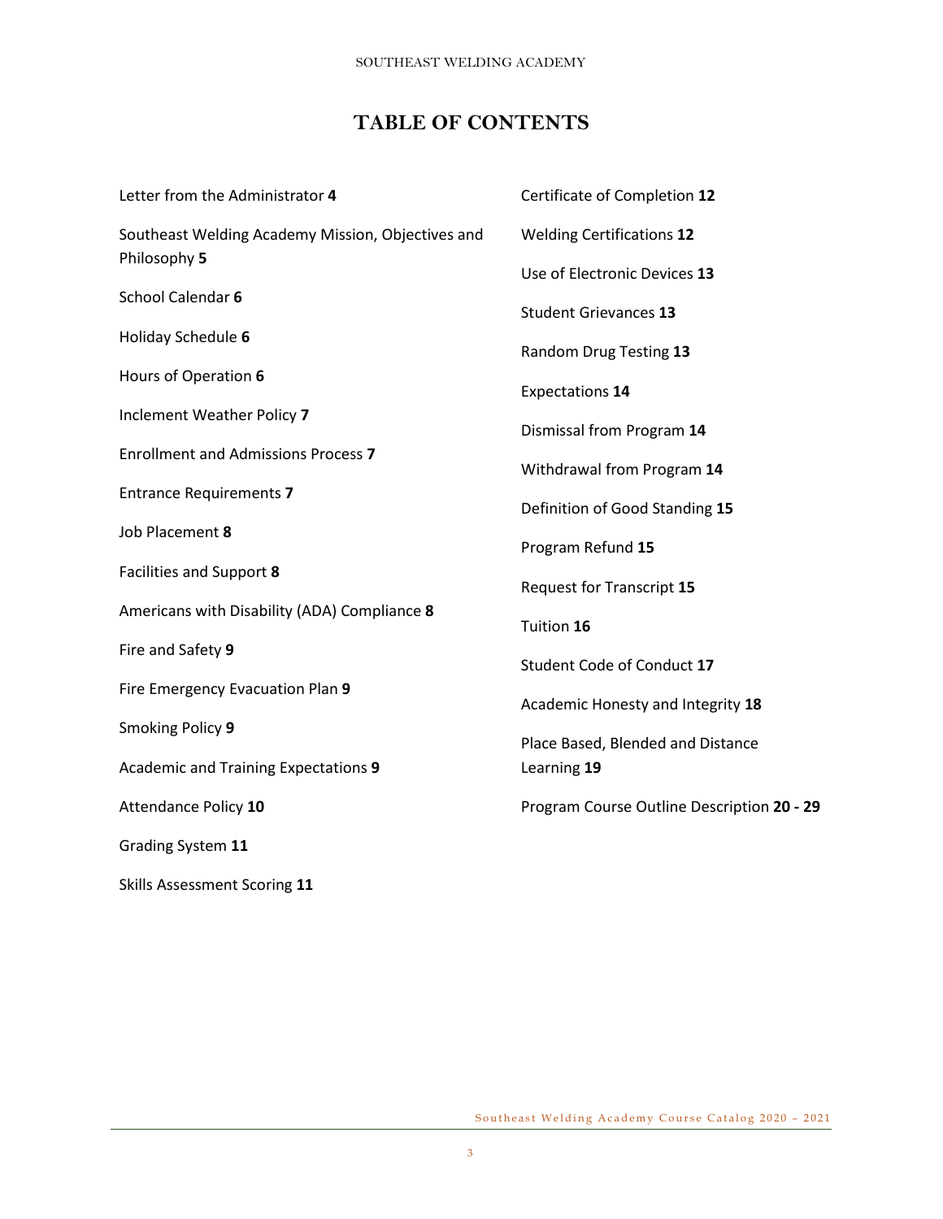# TABLE OF CONTENTS

Letter from the Administrator **4**

Southeast Welding Academy Mission, Objectives and Philosophy **5**

School Calendar **6**

Holiday Schedule **6**

Hours of Operation **6**

Inclement Weather Policy **7**

Enrollment and Admissions Process **7**

Entrance Requirements **7**

Job Placement **8**

Facilities and Support **8**

Americans with Disability (ADA) Compliance **8**

Fire and Safety **9**

Fire Emergency Evacuation Plan **9**

Smoking Policy **9**

Academic and Training Expectations **9**

Attendance Policy **10**

Grading System **11**

Skills Assessment Scoring **11**

Certificate of Completion **12**

Welding Certifications **12**

Use of Electronic Devices **13**

Student Grievances **13**

Random Drug Testing **13**

Expectations **14**

Dismissal from Program **14**

Withdrawal from Program **14**

Definition of Good Standing **15**

Program Refund **15**

Request for Transcript **15**

Tuition **16**

Student Code of Conduct **17**

Academic Honesty and Integrity **18**

Place Based, Blended and Distance Learning **19**

Program Course Outline Description **20 - 29**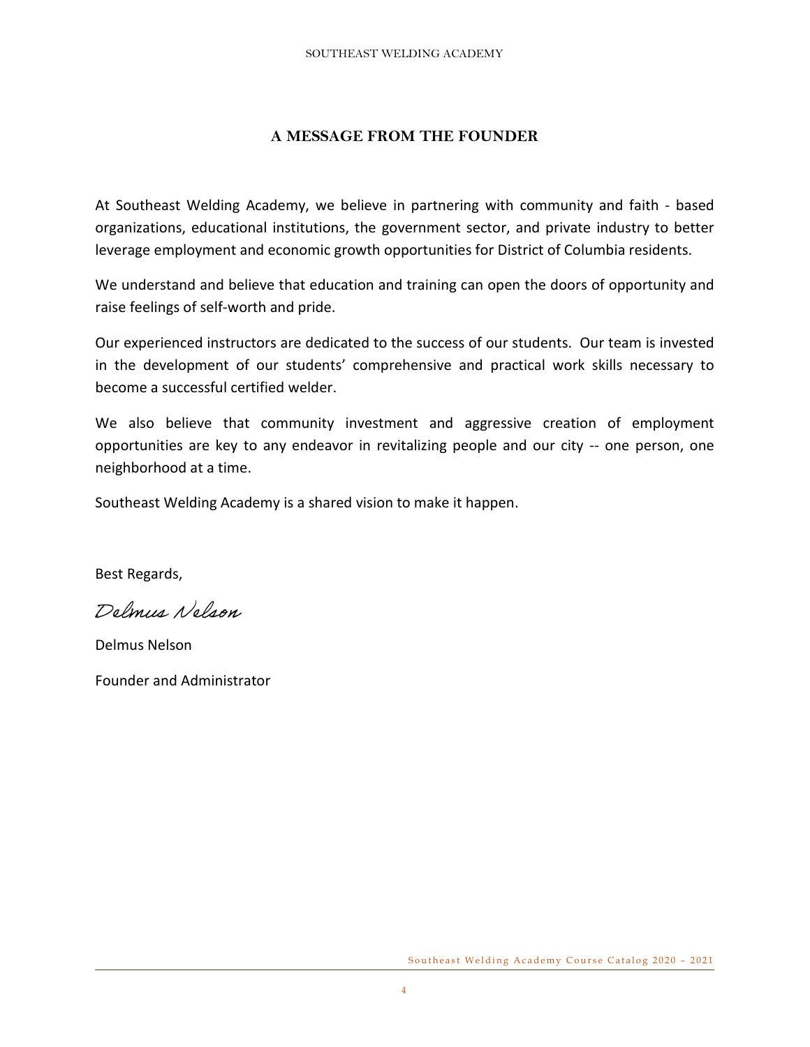## A MESSAGE FROM THE FOUNDER

At Southeast Welding Academy, we believe in partnering with community and faith - based organizations, educational institutions, the government sector, and private industry to better leverage employment and economic growth opportunities for District of Columbia residents.

We understand and believe that education and training can open the doors of opportunity and raise feelings of self-worth and pride.

Our experienced instructors are dedicated to the success of our students. Our team is invested in the development of our students' comprehensive and practical work skills necessary to become a successful certified welder.

We also believe that community investment and aggressive creation of employment opportunities are key to any endeavor in revitalizing people and our city -- one person, one neighborhood at a time.

Southeast Welding Academy is a shared vision to make it happen.

Best Regards,

*Delmus Nelson*

Delmus Nelson

Founder and Administrator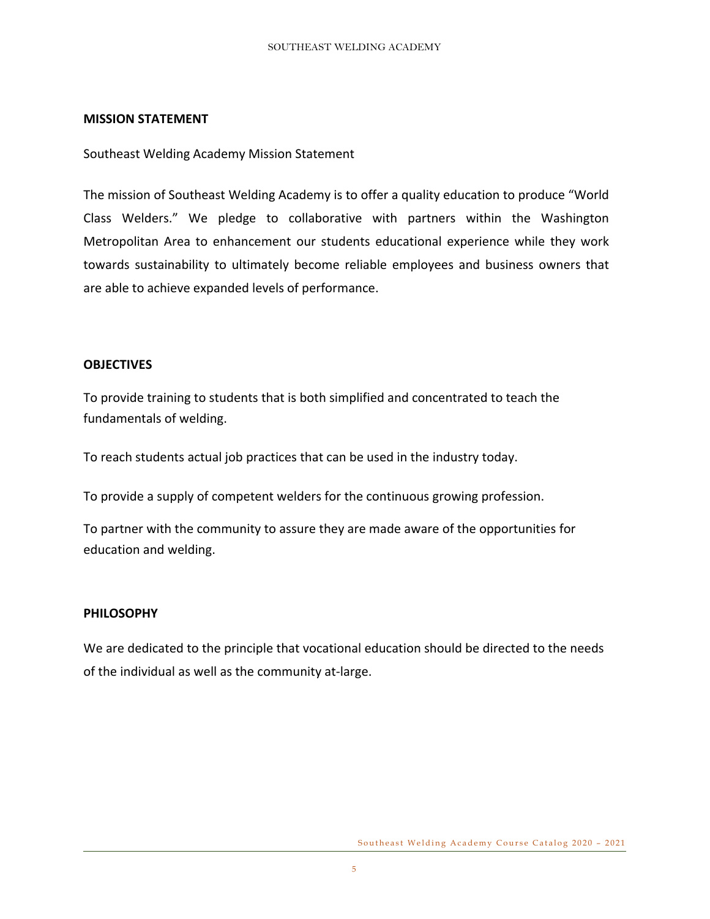## MISSION STATEMENT

Southeast Welding Academy Mission Statement

The mission of Southeast Welding Academy is to offer a quality education to produce "World Class Welders." We pledge to collaborative with partners within the Washington Metropolitan Area to enhancement our students educational experience while they work towards sustainability to ultimately become reliable employees and business owners that are able to achieve expanded levels of performance.

## OBJECTIVES

To provide training to students that is both simplified and concentrated to teach the fundamentals of welding.

To reach students actual job practices that can be used in the industry today.

To provide a supply of competent welders for the continuous growing profession.

To partner with the community to assure they are made aware of the opportunities for education and welding.

## PHILOSOPHY

We are dedicated to the principle that vocational education should be directed to the needs of the individual as well as the community at-large.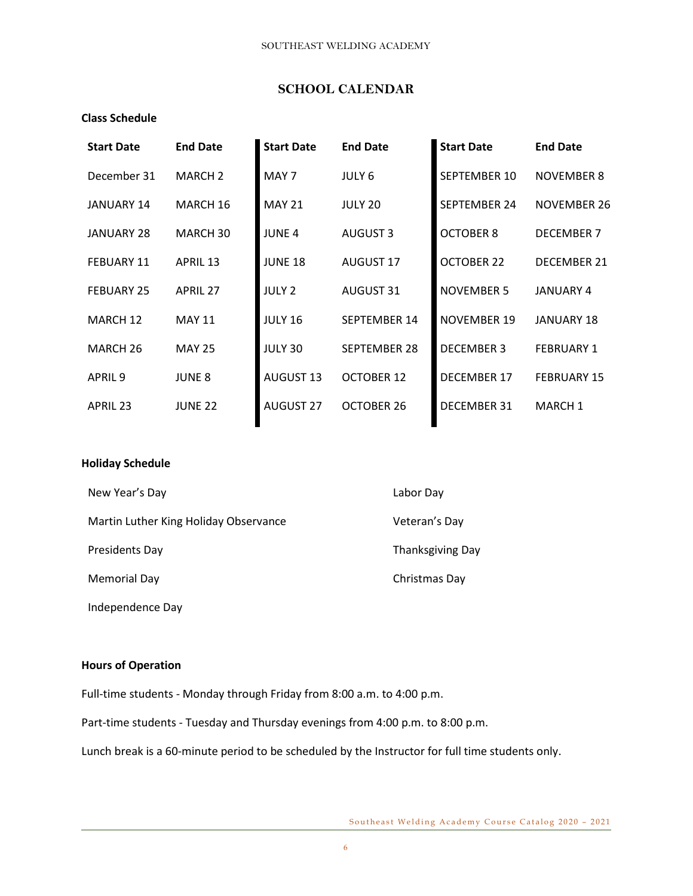## SCHOOL CALENDAR

**Class Schedule**

| Start Date | End Date | Start Date | End Date | Start Date | End Date |
|---|---|---|---|---|---|
| December 31 | MARCH 2 | MAY 7 | JULY 6 | SEPTEMBER 10 | NOVEMBER 8 |
| JANUARY 14 | MARCH 16 | MAY 21 | JULY 20 | SEPTEMBER 24 | NOVEMBER 26 |
| JANUARY 28 | MARCH 30 | JUNE 4 | AUGUST 3 | OCTOBER 8 | DECEMBER 7 |
| FEBUARY 11 | APRIL 13 | JUNE 18 | AUGUST 17 | OCTOBER 22 | DECEMBER 21 |
| FEBUARY 25 | APRIL 27 | JULY 2 | AUGUST 31 | NOVEMBER 5 | JANUARY 4 |
| MARCH 12 | MAY 11 | JULY 16 | SEPTEMBER 14 | NOVEMBER 19 | JANUARY 18 |
| MARCH 26 | MAY 25 | JULY 30 | SEPTEMBER 28 | DECEMBER 3 | FEBRUARY 1 |
| APRIL 9 | JUNE 8 | AUGUST 13 | OCTOBER 12 | DECEMBER 17 | FEBRUARY 15 |
| APRIL 23 | JUNE 22 | AUGUST 27 | OCTOBER 26 | DECEMBER 31 | MARCH 1 |

**Holiday Schedule**

New Year's Day

Martin Luther King Holiday Observance

Presidents Day

Memorial Day

Independence Day

Labor Day

Veteran's Day

Thanksgiving Day

Christmas Day

**Hours of Operation**

Full-time students - Monday through Friday from 8:00 a.m. to 4:00 p.m.

Part-time students - Tuesday and Thursday evenings from 4:00 p.m. to 8:00 p.m.

Lunch break is a 60-minute period to be scheduled by the Instructor for full time students only.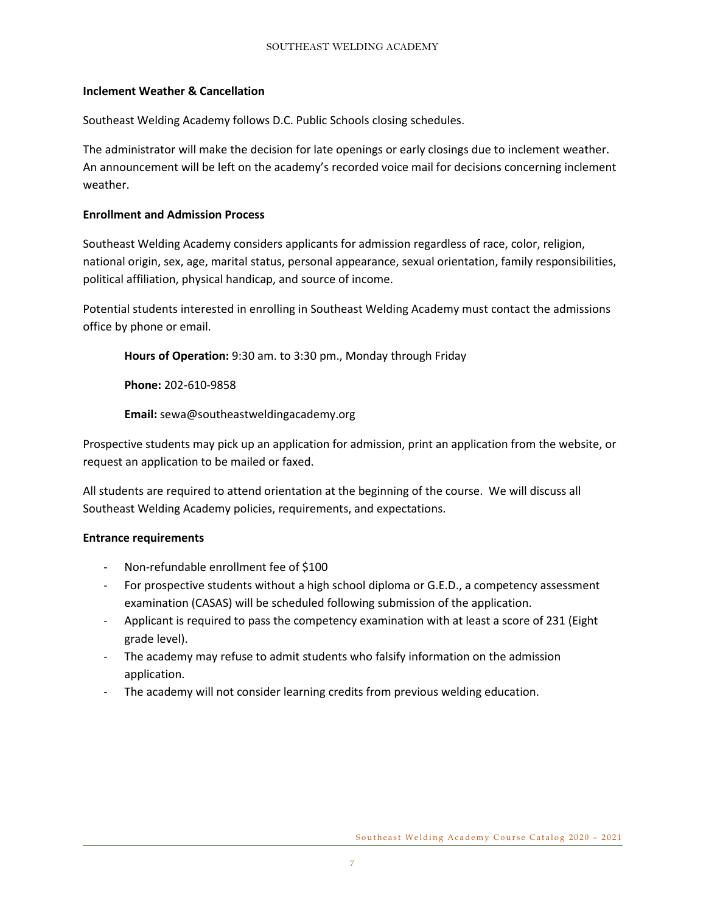**Inclement Weather & Cancellation**

Southeast Welding Academy follows D.C. Public Schools closing schedules.

The administrator will make the decision for late openings or early closings due to inclement weather. An announcement will be left on the academy's recorded voice mail for decisions concerning inclement weather.

**Enrollment and Admission Process**

Southeast Welding Academy considers applicants for admission regardless of race, color, religion, national origin, sex, age, marital status, personal appearance, sexual orientation, family responsibilities, political affiliation, physical handicap, and source of income.

Potential students interested in enrolling in Southeast Welding Academy must contact the admissions office by phone or email.

> **Hours of Operation:** 9:30 am. to 3:30 pm., Monday through Friday
>
> **Phone:** 202-610-9858
>
> **Email:** sewa@southeastweldingacademy.org

Prospective students may pick up an application for admission, print an application from the website, or request an application to be mailed or faxed.

All students are required to attend orientation at the beginning of the course. We will discuss all Southeast Welding Academy policies, requirements, and expectations.

**Entrance requirements**

- Non-refundable enrollment fee of $100
- For prospective students without a high school diploma or G.E.D., a competency assessment examination (CASAS) will be scheduled following submission of the application.
- Applicant is required to pass the competency examination with at least a score of 231 (Eight grade level).
- The academy may refuse to admit students who falsify information on the admission application.
- The academy will not consider learning credits from previous welding education.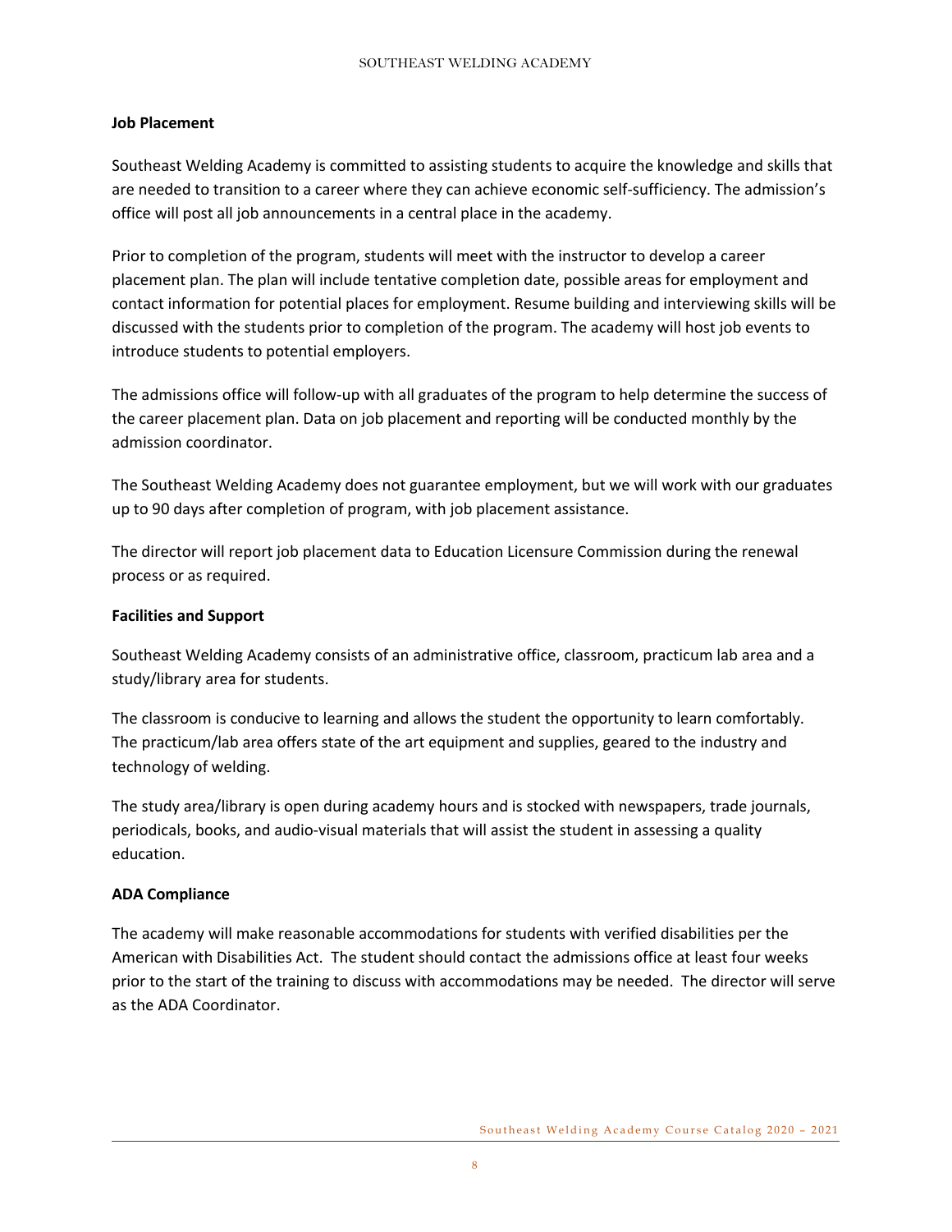**Job Placement**

Southeast Welding Academy is committed to assisting students to acquire the knowledge and skills that are needed to transition to a career where they can achieve economic self-sufficiency. The admission's office will post all job announcements in a central place in the academy.

Prior to completion of the program, students will meet with the instructor to develop a career placement plan. The plan will include tentative completion date, possible areas for employment and contact information for potential places for employment. Resume building and interviewing skills will be discussed with the students prior to completion of the program. The academy will host job events to introduce students to potential employers.

The admissions office will follow-up with all graduates of the program to help determine the success of the career placement plan. Data on job placement and reporting will be conducted monthly by the admission coordinator.

The Southeast Welding Academy does not guarantee employment, but we will work with our graduates up to 90 days after completion of program, with job placement assistance.

The director will report job placement data to Education Licensure Commission during the renewal process or as required.

**Facilities and Support**

Southeast Welding Academy consists of an administrative office, classroom, practicum lab area and a study/library area for students.

The classroom is conducive to learning and allows the student the opportunity to learn comfortably. The practicum/lab area offers state of the art equipment and supplies, geared to the industry and technology of welding.

The study area/library is open during academy hours and is stocked with newspapers, trade journals, periodicals, books, and audio-visual materials that will assist the student in assessing a quality education.

**ADA Compliance**

The academy will make reasonable accommodations for students with verified disabilities per the American with Disabilities Act. The student should contact the admissions office at least four weeks prior to the start of the training to discuss with accommodations may be needed. The director will serve as the ADA Coordinator.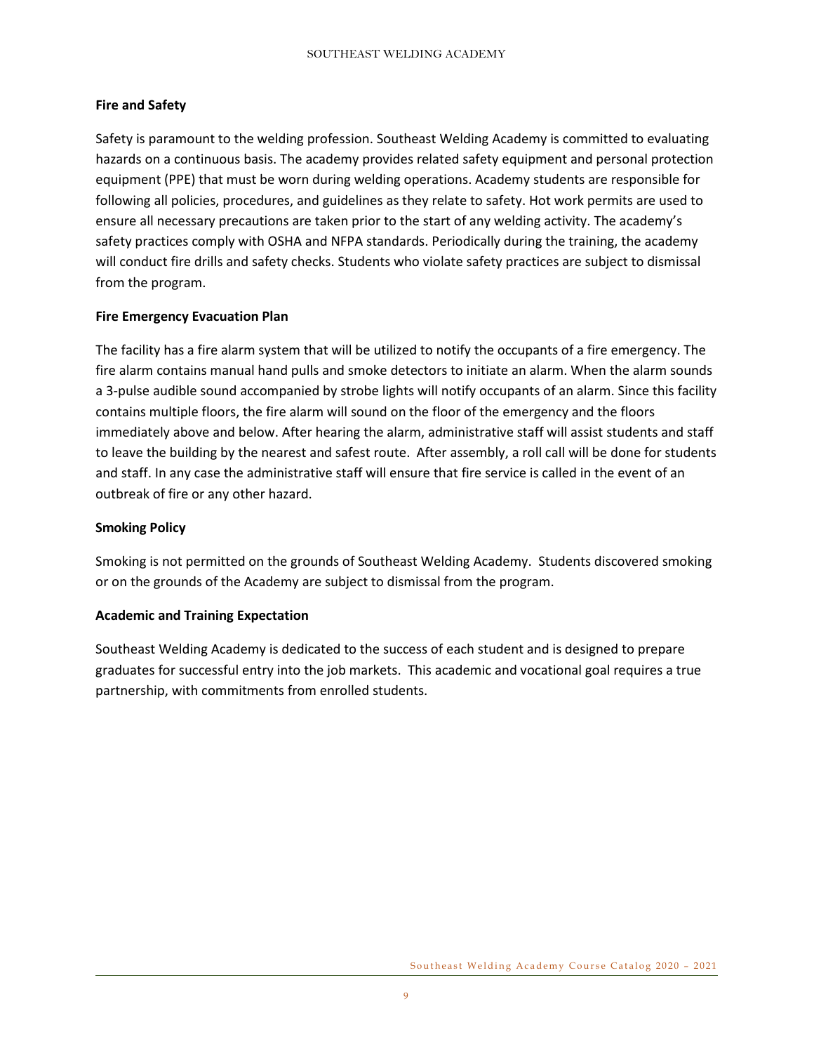**Fire and Safety**

Safety is paramount to the welding profession. Southeast Welding Academy is committed to evaluating hazards on a continuous basis. The academy provides related safety equipment and personal protection equipment (PPE) that must be worn during welding operations. Academy students are responsible for following all policies, procedures, and guidelines as they relate to safety. Hot work permits are used to ensure all necessary precautions are taken prior to the start of any welding activity. The academy's safety practices comply with OSHA and NFPA standards. Periodically during the training, the academy will conduct fire drills and safety checks. Students who violate safety practices are subject to dismissal from the program.

**Fire Emergency Evacuation Plan**

The facility has a fire alarm system that will be utilized to notify the occupants of a fire emergency. The fire alarm contains manual hand pulls and smoke detectors to initiate an alarm. When the alarm sounds a 3-pulse audible sound accompanied by strobe lights will notify occupants of an alarm. Since this facility contains multiple floors, the fire alarm will sound on the floor of the emergency and the floors immediately above and below. After hearing the alarm, administrative staff will assist students and staff to leave the building by the nearest and safest route. After assembly, a roll call will be done for students and staff. In any case the administrative staff will ensure that fire service is called in the event of an outbreak of fire or any other hazard.

**Smoking Policy**

Smoking is not permitted on the grounds of Southeast Welding Academy. Students discovered smoking or on the grounds of the Academy are subject to dismissal from the program.

**Academic and Training Expectation**

Southeast Welding Academy is dedicated to the success of each student and is designed to prepare graduates for successful entry into the job markets. This academic and vocational goal requires a true partnership, with commitments from enrolled students.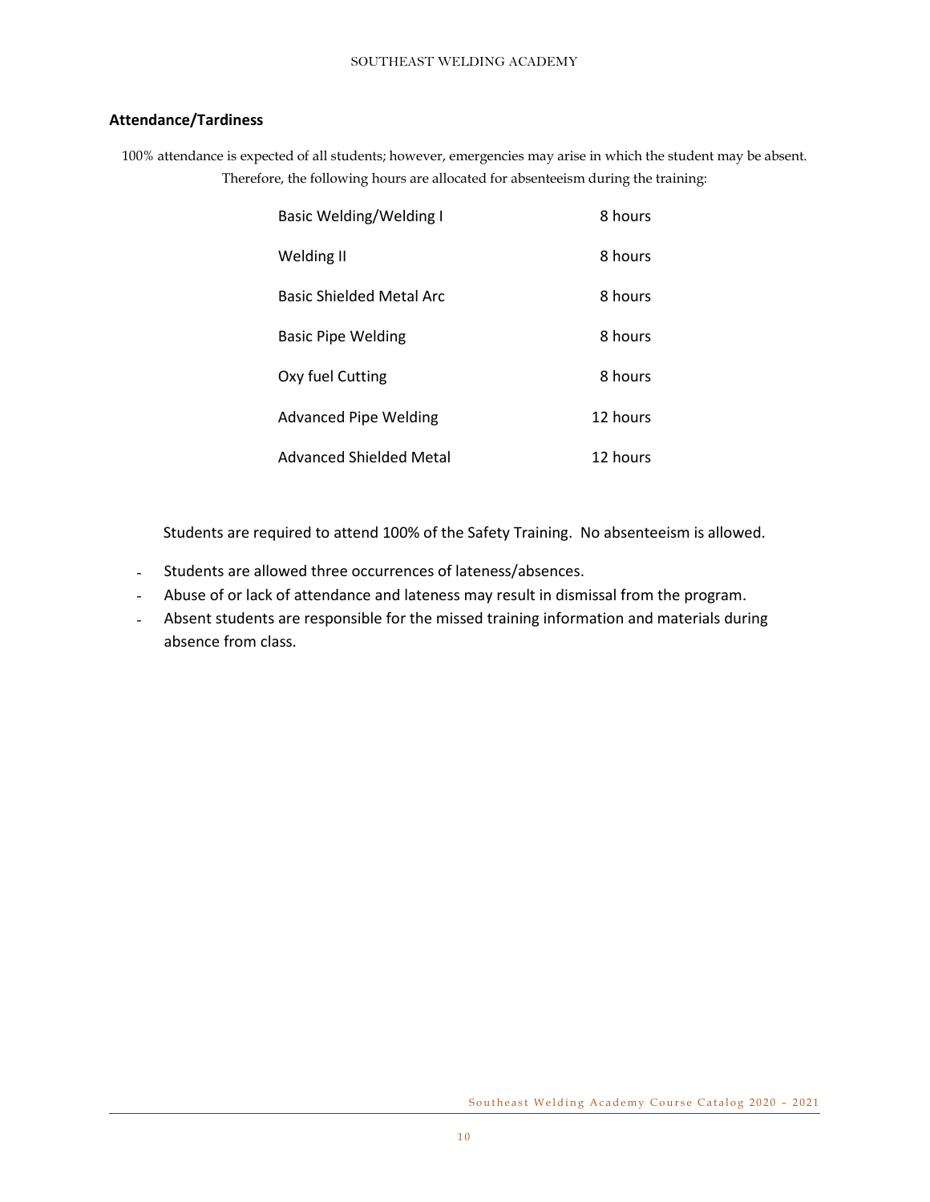## Attendance/Tardiness

100% attendance is expected of all students; however, emergencies may arise in which the student may be absent. Therefore, the following hours are allocated for absenteeism during the training:

| Course | Hours |
|---|---|
| Basic Welding/Welding I | 8 hours |
| Welding II | 8 hours |
| Basic Shielded Metal Arc | 8 hours |
| Basic Pipe Welding | 8 hours |
| Oxy fuel Cutting | 8 hours |
| Advanced Pipe Welding | 12 hours |
| Advanced Shielded Metal | 12 hours |

Students are required to attend 100% of the Safety Training. No absenteeism is allowed.

- Students are allowed three occurrences of lateness/absences.
- Abuse of or lack of attendance and lateness may result in dismissal from the program.
- Absent students are responsible for the missed training information and materials during absence from class.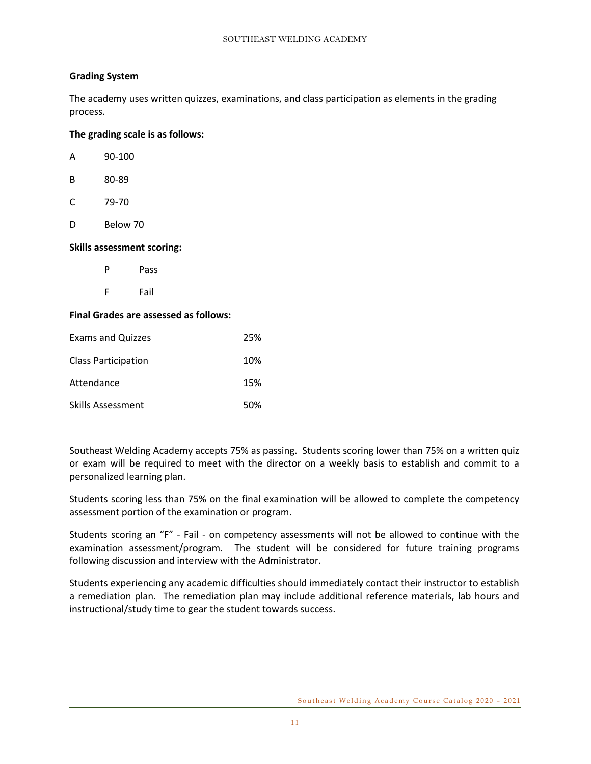**Grading System**

The academy uses written quizzes, examinations, and class participation as elements in the grading process.

**The grading scale is as follows:**

| | |
|---|---|
| A | 90-100 |
| B | 80-89 |
| C | 79-70 |
| D | Below 70 |

**Skills assessment scoring:**

| | |
|---|---|
| P | Pass |
| F | Fail |

**Final Grades are assessed as follows:**

| | |
|---|---|
| Exams and Quizzes | 25% |
| Class Participation | 10% |
| Attendance | 15% |
| Skills Assessment | 50% |

Southeast Welding Academy accepts 75% as passing. Students scoring lower than 75% on a written quiz or exam will be required to meet with the director on a weekly basis to establish and commit to a personalized learning plan.

Students scoring less than 75% on the final examination will be allowed to complete the competency assessment portion of the examination or program.

Students scoring an "F" - Fail - on competency assessments will not be allowed to continue with the examination assessment/program. The student will be considered for future training programs following discussion and interview with the Administrator.

Students experiencing any academic difficulties should immediately contact their instructor to establish a remediation plan. The remediation plan may include additional reference materials, lab hours and instructional/study time to gear the student towards success.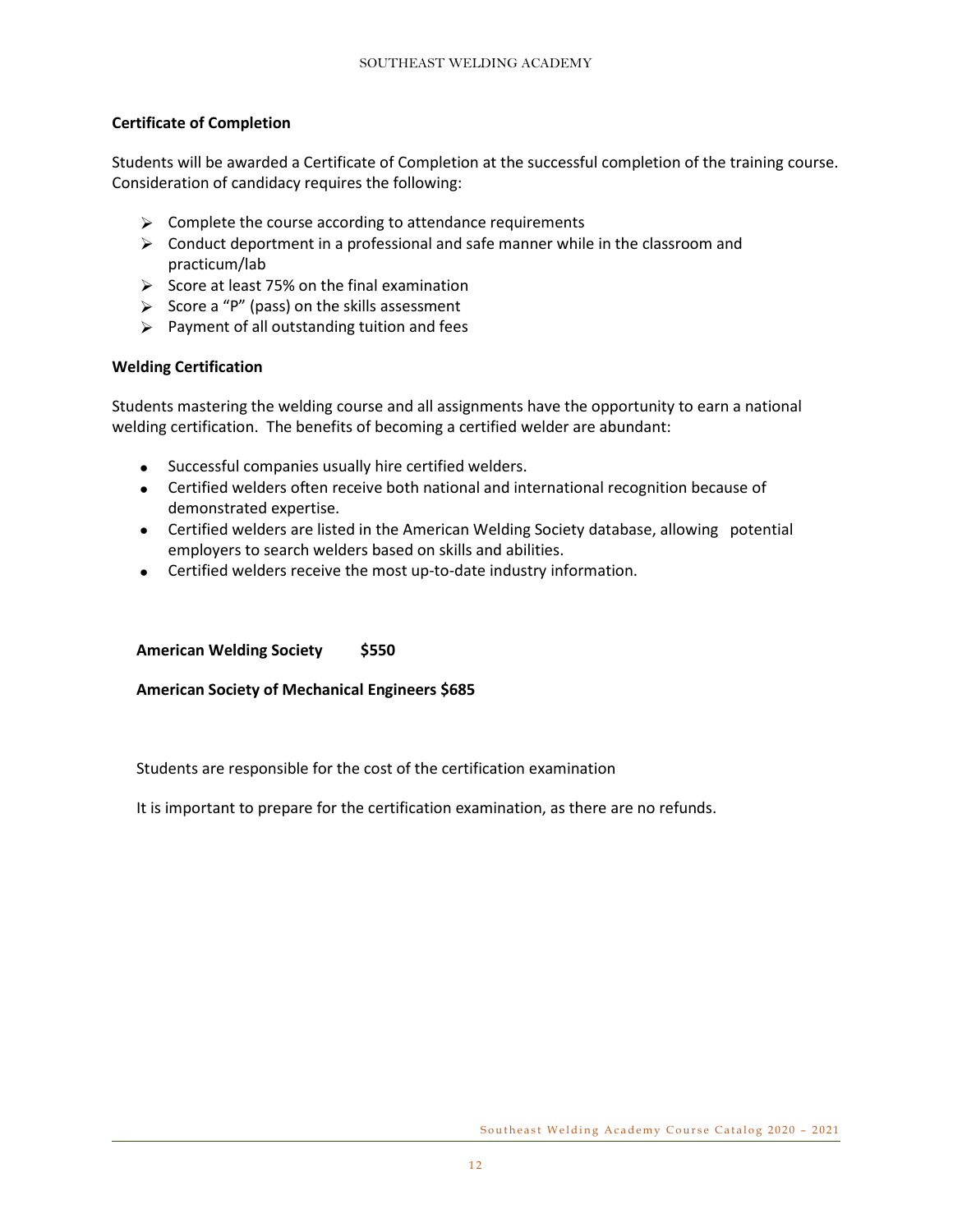**Certificate of Completion**

Students will be awarded a Certificate of Completion at the successful completion of the training course. Consideration of candidacy requires the following:

- Complete the course according to attendance requirements
- Conduct deportment in a professional and safe manner while in the classroom and practicum/lab
- Score at least 75% on the final examination
- Score a "P" (pass) on the skills assessment
- Payment of all outstanding tuition and fees

**Welding Certification**

Students mastering the welding course and all assignments have the opportunity to earn a national welding certification. The benefits of becoming a certified welder are abundant:

- Successful companies usually hire certified welders.
- Certified welders often receive both national and international recognition because of demonstrated expertise.
- Certified welders are listed in the American Welding Society database, allowing potential employers to search welders based on skills and abilities.
- Certified welders receive the most up-to-date industry information.

**American Welding Society $550**

**American Society of Mechanical Engineers $685**

Students are responsible for the cost of the certification examination

It is important to prepare for the certification examination, as there are no refunds.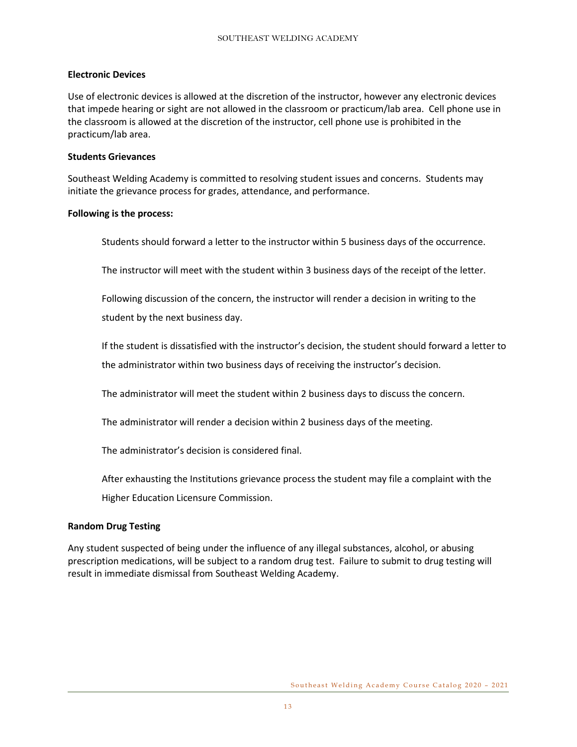**Electronic Devices**

Use of electronic devices is allowed at the discretion of the instructor, however any electronic devices that impede hearing or sight are not allowed in the classroom or practicum/lab area. Cell phone use in the classroom is allowed at the discretion of the instructor, cell phone use is prohibited in the practicum/lab area.

**Students Grievances**

Southeast Welding Academy is committed to resolving student issues and concerns. Students may initiate the grievance process for grades, attendance, and performance.

**Following is the process:**

Students should forward a letter to the instructor within 5 business days of the occurrence.

The instructor will meet with the student within 3 business days of the receipt of the letter.

Following discussion of the concern, the instructor will render a decision in writing to the student by the next business day.

If the student is dissatisfied with the instructor's decision, the student should forward a letter to the administrator within two business days of receiving the instructor's decision.

The administrator will meet the student within 2 business days to discuss the concern.

The administrator will render a decision within 2 business days of the meeting.

The administrator's decision is considered final.

After exhausting the Institutions grievance process the student may file a complaint with the Higher Education Licensure Commission.

**Random Drug Testing**

Any student suspected of being under the influence of any illegal substances, alcohol, or abusing prescription medications, will be subject to a random drug test. Failure to submit to drug testing will result in immediate dismissal from Southeast Welding Academy.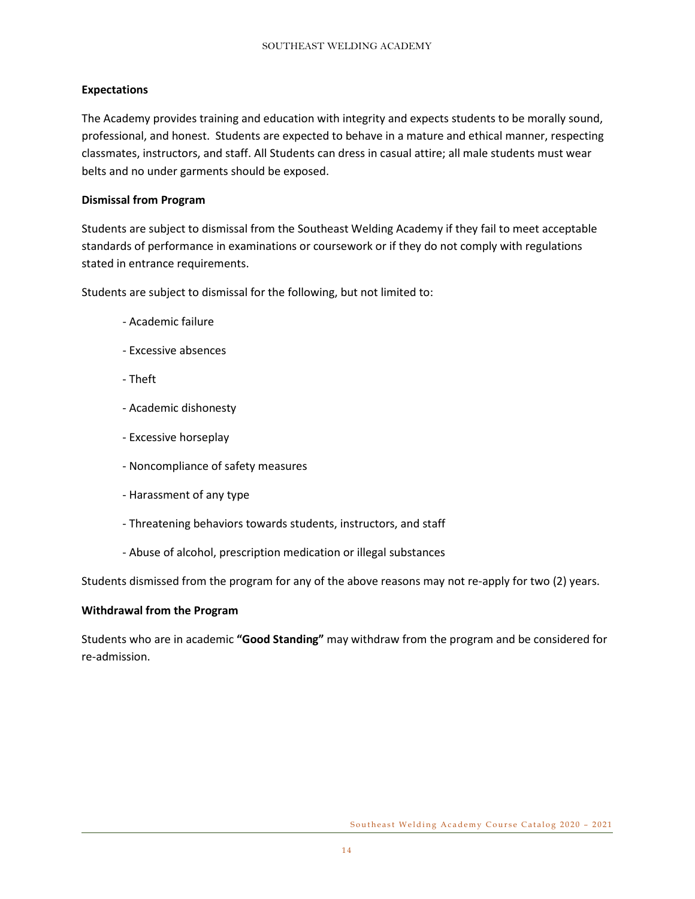**Expectations**

The Academy provides training and education with integrity and expects students to be morally sound, professional, and honest. Students are expected to behave in a mature and ethical manner, respecting classmates, instructors, and staff. All Students can dress in casual attire; all male students must wear belts and no under garments should be exposed.

**Dismissal from Program**

Students are subject to dismissal from the Southeast Welding Academy if they fail to meet acceptable standards of performance in examinations or coursework or if they do not comply with regulations stated in entrance requirements.

Students are subject to dismissal for the following, but not limited to:

- Academic failure
- Excessive absences
- Theft
- Academic dishonesty
- Excessive horseplay
- Noncompliance of safety measures
- Harassment of any type
- Threatening behaviors towards students, instructors, and staff
- Abuse of alcohol, prescription medication or illegal substances

Students dismissed from the program for any of the above reasons may not re-apply for two (2) years.

**Withdrawal from the Program**

Students who are in academic **"Good Standing"** may withdraw from the program and be considered for re-admission.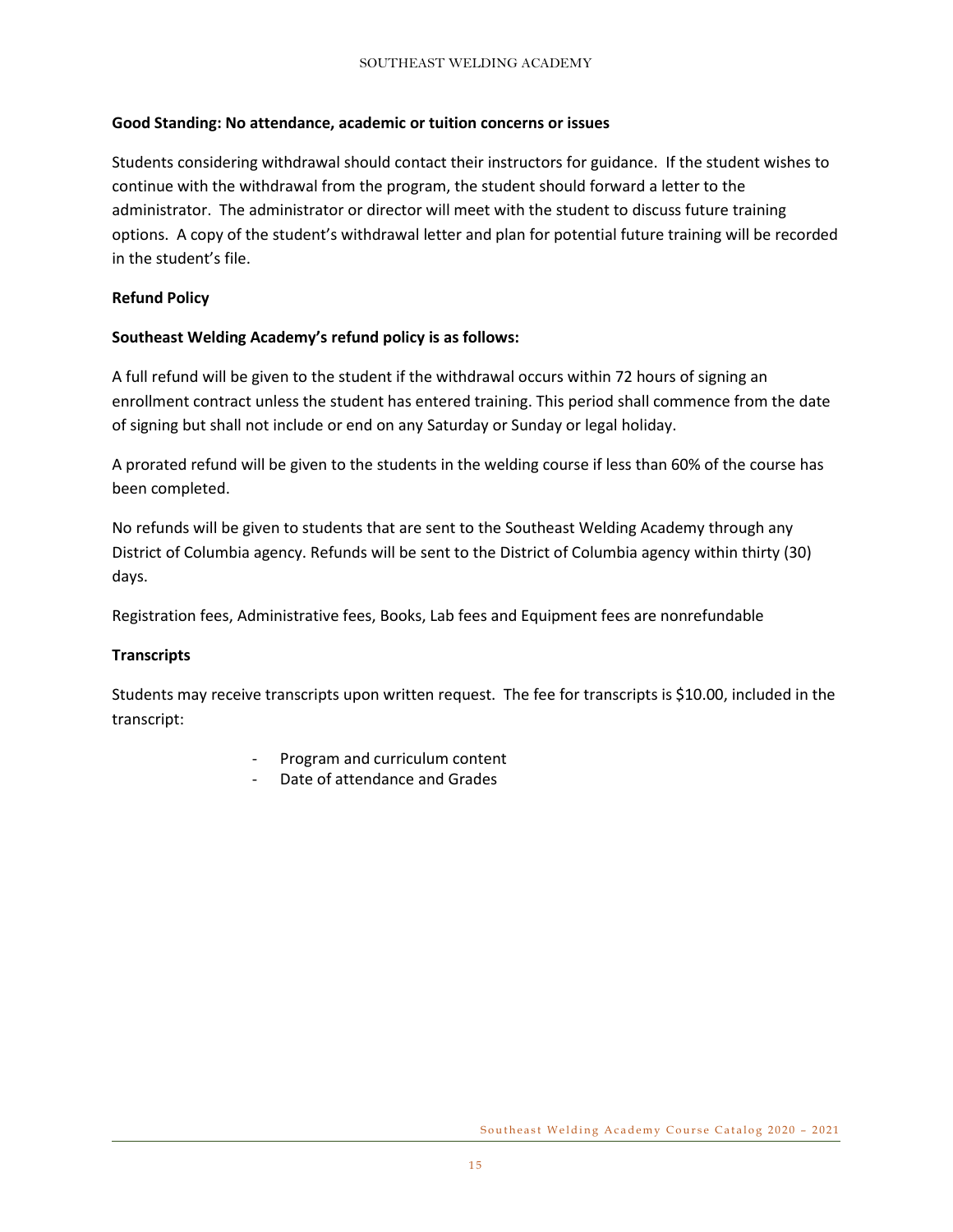**Good Standing: No attendance, academic or tuition concerns or issues**

Students considering withdrawal should contact their instructors for guidance. If the student wishes to continue with the withdrawal from the program, the student should forward a letter to the administrator. The administrator or director will meet with the student to discuss future training options. A copy of the student's withdrawal letter and plan for potential future training will be recorded in the student's file.

**Refund Policy**

**Southeast Welding Academy's refund policy is as follows:**

A full refund will be given to the student if the withdrawal occurs within 72 hours of signing an enrollment contract unless the student has entered training. This period shall commence from the date of signing but shall not include or end on any Saturday or Sunday or legal holiday.

A prorated refund will be given to the students in the welding course if less than 60% of the course has been completed.

No refunds will be given to students that are sent to the Southeast Welding Academy through any District of Columbia agency. Refunds will be sent to the District of Columbia agency within thirty (30) days.

Registration fees, Administrative fees, Books, Lab fees and Equipment fees are nonrefundable

**Transcripts**

Students may receive transcripts upon written request. The fee for transcripts is $10.00, included in the transcript:

- Program and curriculum content
- Date of attendance and Grades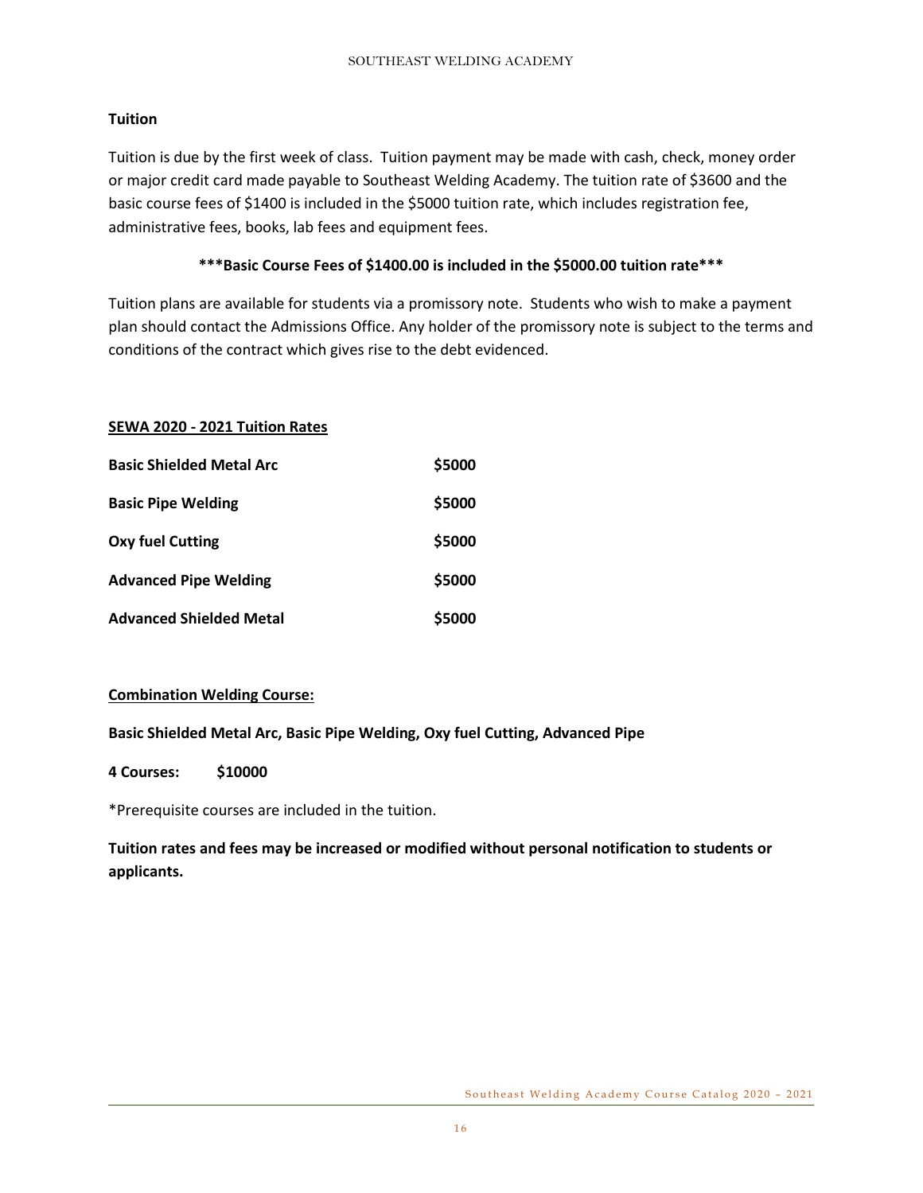## Tuition

Tuition is due by the first week of class. Tuition payment may be made with cash, check, money order or major credit card made payable to Southeast Welding Academy. The tuition rate of $3600 and the basic course fees of $1400 is included in the $5000 tuition rate, which includes registration fee, administrative fees, books, lab fees and equipment fees.

**\*\*\*Basic Course Fees of $1400.00 is included in the $5000.00 tuition rate\*\*\***

Tuition plans are available for students via a promissory note. Students who wish to make a payment plan should contact the Admissions Office. Any holder of the promissory note is subject to the terms and conditions of the contract which gives rise to the debt evidenced.

### SEWA 2020 - 2021 Tuition Rates

| Course | Tuition |
|---|---|
| **Basic Shielded Metal Arc** | **$5000** |
| **Basic Pipe Welding** | **$5000** |
| **Oxy fuel Cutting** | **$5000** |
| **Advanced Pipe Welding** | **$5000** |
| **Advanced Shielded Metal** | **$5000** |

### Combination Welding Course:

**Basic Shielded Metal Arc, Basic Pipe Welding, Oxy fuel Cutting, Advanced Pipe**

**4 Courses: $10000**

*Prerequisite courses are included in the tuition.

**Tuition rates and fees may be increased or modified without personal notification to students or applicants.**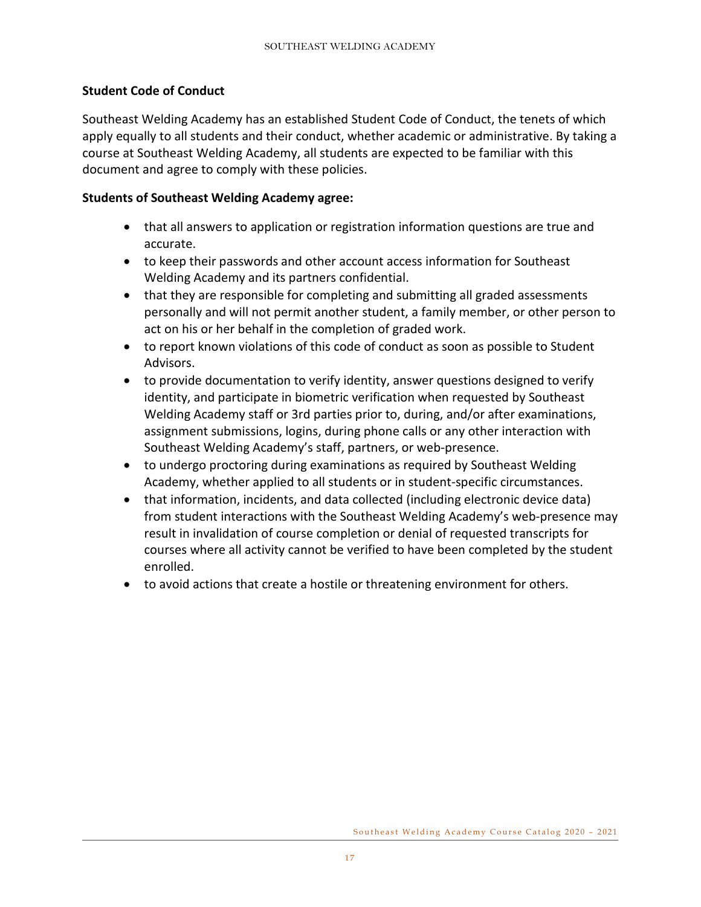## Student Code of Conduct

Southeast Welding Academy has an established Student Code of Conduct, the tenets of which apply equally to all students and their conduct, whether academic or administrative. By taking a course at Southeast Welding Academy, all students are expected to be familiar with this document and agree to comply with these policies.

**Students of Southeast Welding Academy agree:**

- that all answers to application or registration information questions are true and accurate.
- to keep their passwords and other account access information for Southeast Welding Academy and its partners confidential.
- that they are responsible for completing and submitting all graded assessments personally and will not permit another student, a family member, or other person to act on his or her behalf in the completion of graded work.
- to report known violations of this code of conduct as soon as possible to Student Advisors.
- to provide documentation to verify identity, answer questions designed to verify identity, and participate in biometric verification when requested by Southeast Welding Academy staff or 3rd parties prior to, during, and/or after examinations, assignment submissions, logins, during phone calls or any other interaction with Southeast Welding Academy's staff, partners, or web-presence.
- to undergo proctoring during examinations as required by Southeast Welding Academy, whether applied to all students or in student-specific circumstances.
- that information, incidents, and data collected (including electronic device data) from student interactions with the Southeast Welding Academy's web-presence may result in invalidation of course completion or denial of requested transcripts for courses where all activity cannot be verified to have been completed by the student enrolled.
- to avoid actions that create a hostile or threatening environment for others.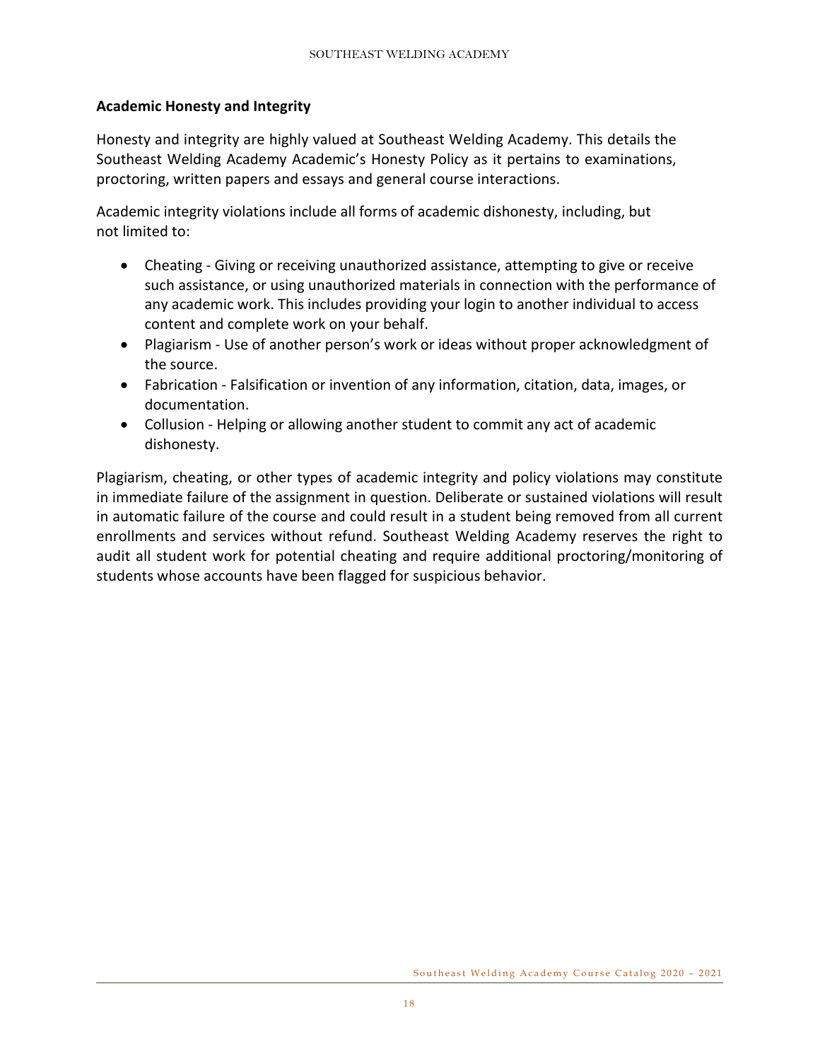## Academic Honesty and Integrity

Honesty and integrity are highly valued at Southeast Welding Academy. This details the Southeast Welding Academy Academic's Honesty Policy as it pertains to examinations, proctoring, written papers and essays and general course interactions.

Academic integrity violations include all forms of academic dishonesty, including, but not limited to:

- Cheating - Giving or receiving unauthorized assistance, attempting to give or receive such assistance, or using unauthorized materials in connection with the performance of any academic work. This includes providing your login to another individual to access content and complete work on your behalf.
- Plagiarism - Use of another person's work or ideas without proper acknowledgment of the source.
- Fabrication - Falsification or invention of any information, citation, data, images, or documentation.
- Collusion - Helping or allowing another student to commit any act of academic dishonesty.

Plagiarism, cheating, or other types of academic integrity and policy violations may constitute in immediate failure of the assignment in question. Deliberate or sustained violations will result in automatic failure of the course and could result in a student being removed from all current enrollments and services without refund. Southeast Welding Academy reserves the right to audit all student work for potential cheating and require additional proctoring/monitoring of students whose accounts have been flagged for suspicious behavior.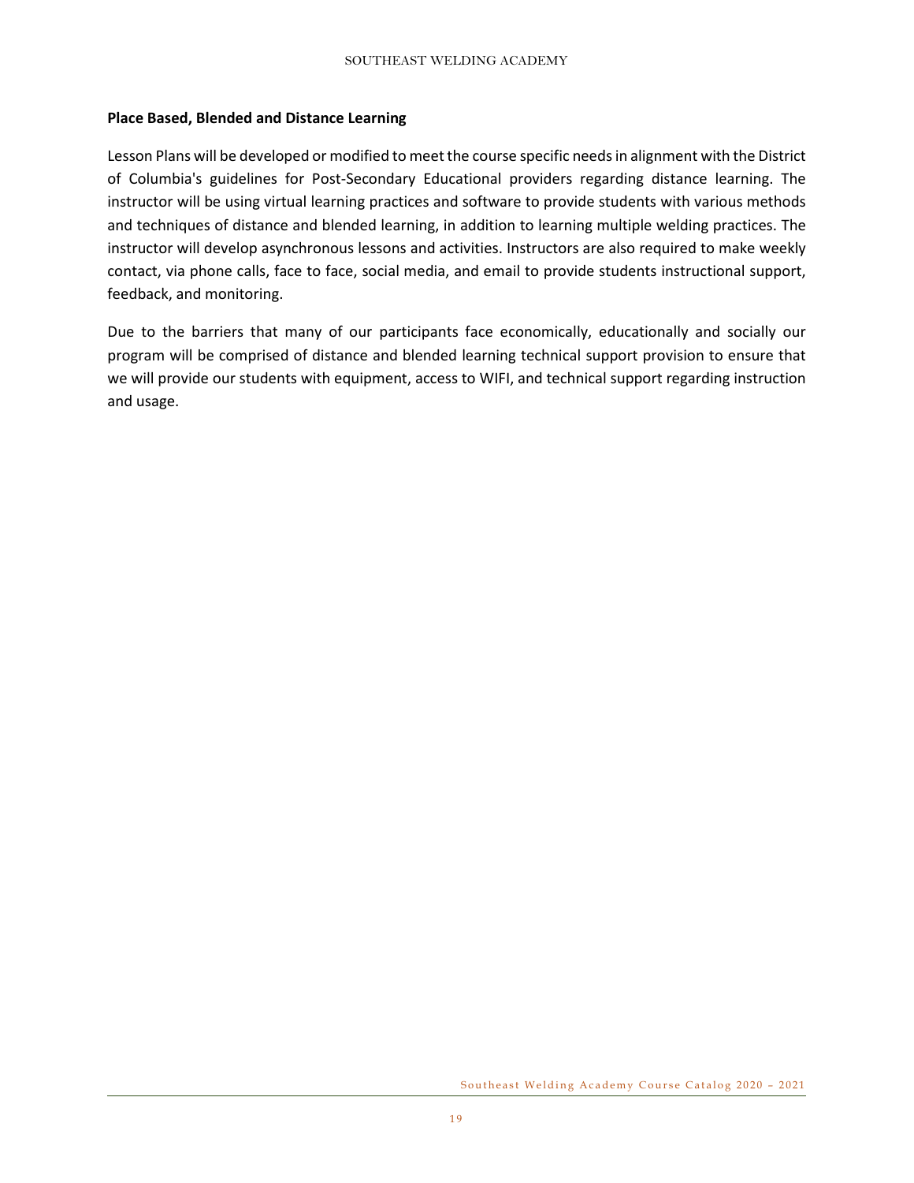**Place Based, Blended and Distance Learning**

Lesson Plans will be developed or modified to meet the course specific needs in alignment with the District of Columbia's guidelines for Post-Secondary Educational providers regarding distance learning. The instructor will be using virtual learning practices and software to provide students with various methods and techniques of distance and blended learning, in addition to learning multiple welding practices. The instructor will develop asynchronous lessons and activities. Instructors are also required to make weekly contact, via phone calls, face to face, social media, and email to provide students instructional support, feedback, and monitoring.

Due to the barriers that many of our participants face economically, educationally and socially our program will be comprised of distance and blended learning technical support provision to ensure that we will provide our students with equipment, access to WIFI, and technical support regarding instruction and usage.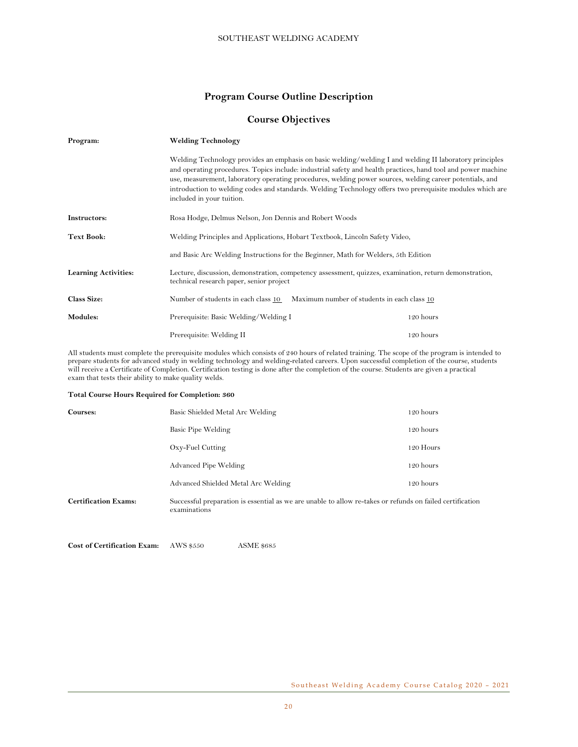## Program Course Outline Description

### Course Objectives

**Program:** **Welding Technology**

Welding Technology provides an emphasis on basic welding/welding I and welding II laboratory principles and operating procedures. Topics include: industrial safety and health practices, hand tool and power machine use, measurement, laboratory operating procedures, welding power sources, welding career potentials, and introduction to welding codes and standards. Welding Technology offers two prerequisite modules which are included in your tuition.

**Instructors:** Rosa Hodge, Delmus Nelson, Jon Dennis and Robert Woods

**Text Book:** Welding Principles and Applications, Hobart Textbook, Lincoln Safety Video,

and Basic Arc Welding Instructions for the Beginner, Math for Welders, 5th Edition

**Learning Activities:** Lecture, discussion, demonstration, competency assessment, quizzes, examination, return demonstration, technical research paper, senior project

**Class Size:** Number of students in each class 10 Maximum number of students in each class 10

**Modules:**

| | |
|---|---|
| Prerequisite: Basic Welding/Welding I | 120 hours |
| Prerequisite: Welding II | 120 hours |

All students must complete the prerequisite modules which consists of 240 hours of related training. The scope of the program is intended to prepare students for advanced study in welding technology and welding-related careers. Upon successful completion of the course, students will receive a Certificate of Completion. Certification testing is done after the completion of the course. Students are given a practical exam that tests their ability to make quality welds.

**Total Course Hours Required for Completion: 360**

**Courses:**

| | |
|---|---|
| Basic Shielded Metal Arc Welding | 120 hours |
| Basic Pipe Welding | 120 hours |
| Oxy-Fuel Cutting | 120 Hours |
| Advanced Pipe Welding | 120 hours |
| Advanced Shielded Metal Arc Welding | 120 hours |

**Certification Exams:** Successful preparation is essential as we are unable to allow re-takes or refunds on failed certification examinations

**Cost of Certification Exam:** AWS $550 ASME $685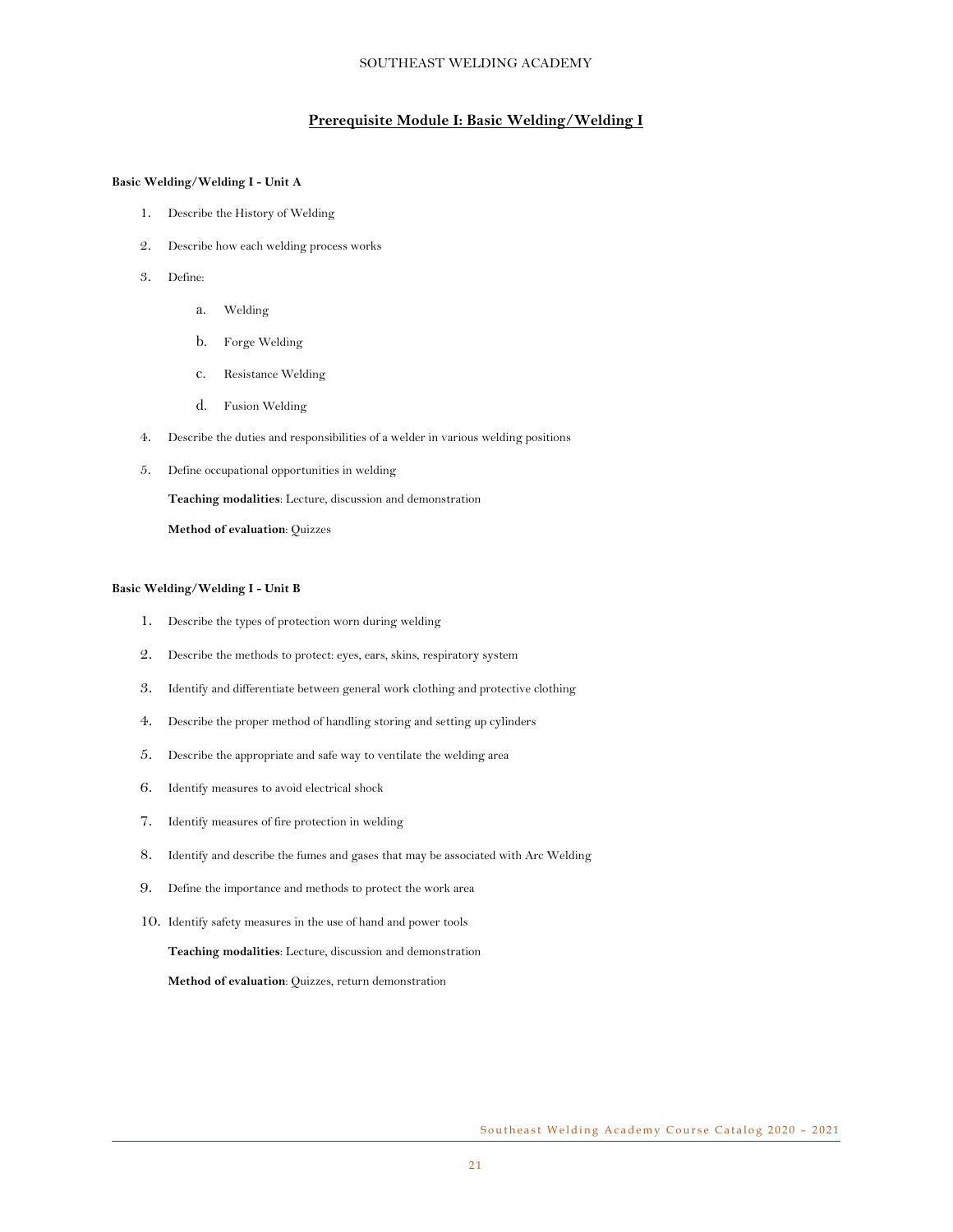## Prerequisite Module I: Basic Welding/Welding I

**Basic Welding/Welding I - Unit A**

1. Describe the History of Welding
2. Describe how each welding process works
3. Define:
   a. Welding
   b. Forge Welding
   c. Resistance Welding
   d. Fusion Welding
4. Describe the duties and responsibilities of a welder in various welding positions
5. Define occupational opportunities in welding

   **Teaching modalities**: Lecture, discussion and demonstration

   **Method of evaluation**: Quizzes

**Basic Welding/Welding I - Unit B**

1. Describe the types of protection worn during welding
2. Describe the methods to protect: eyes, ears, skins, respiratory system
3. Identify and differentiate between general work clothing and protective clothing
4. Describe the proper method of handling storing and setting up cylinders
5. Describe the appropriate and safe way to ventilate the welding area
6. Identify measures to avoid electrical shock
7. Identify measures of fire protection in welding
8. Identify and describe the fumes and gases that may be associated with Arc Welding
9. Define the importance and methods to protect the work area
10. Identify safety measures in the use of hand and power tools

    **Teaching modalities**: Lecture, discussion and demonstration

    **Method of evaluation**: Quizzes, return demonstration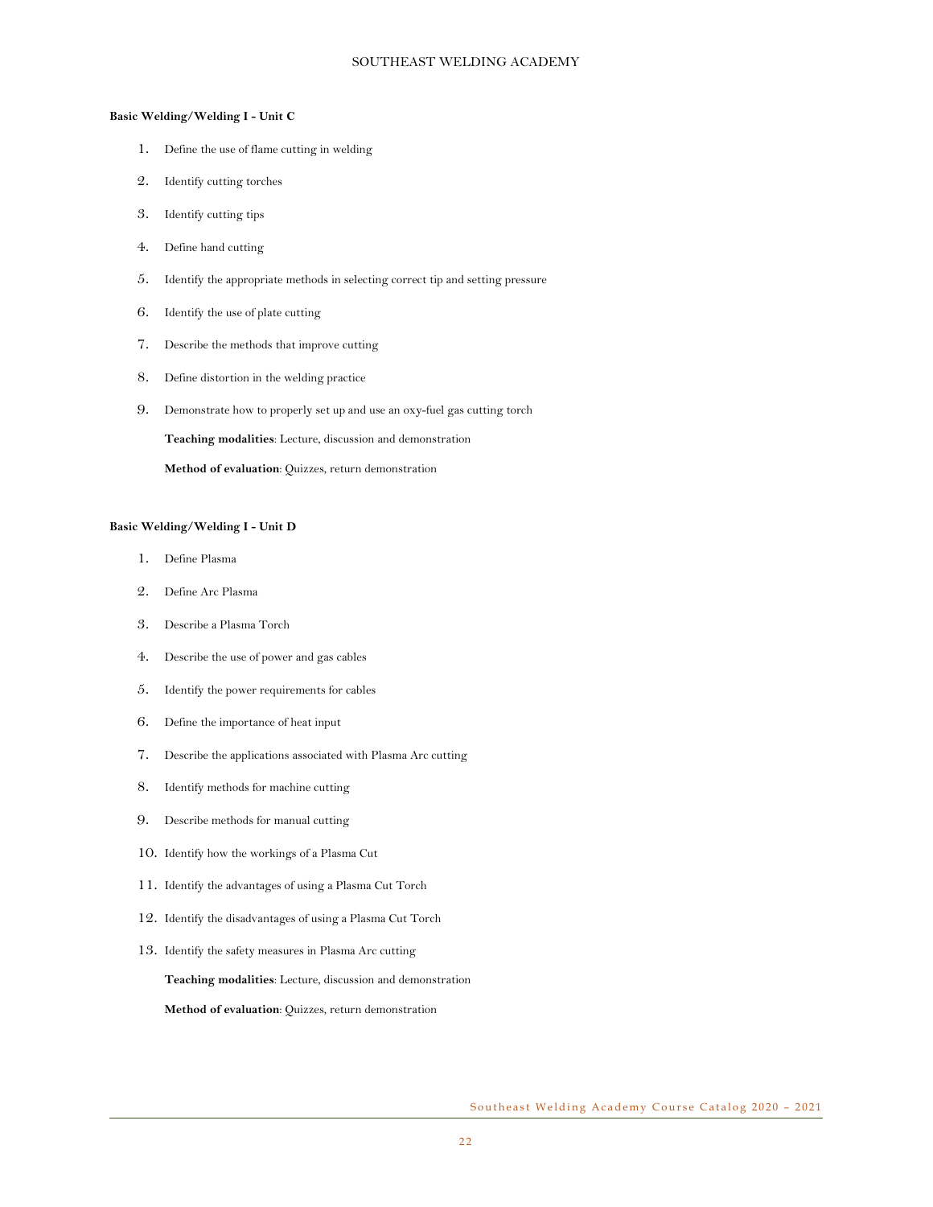**Basic Welding/Welding I - Unit C**

1. Define the use of flame cutting in welding
2. Identify cutting torches
3. Identify cutting tips
4. Define hand cutting
5. Identify the appropriate methods in selecting correct tip and setting pressure
6. Identify the use of plate cutting
7. Describe the methods that improve cutting
8. Define distortion in the welding practice
9. Demonstrate how to properly set up and use an oxy-fuel gas cutting torch

   **Teaching modalities**: Lecture, discussion and demonstration

   **Method of evaluation**: Quizzes, return demonstration

**Basic Welding/Welding I - Unit D**

1. Define Plasma
2. Define Arc Plasma
3. Describe a Plasma Torch
4. Describe the use of power and gas cables
5. Identify the power requirements for cables
6. Define the importance of heat input
7. Describe the applications associated with Plasma Arc cutting
8. Identify methods for machine cutting
9. Describe methods for manual cutting
10. Identify how the workings of a Plasma Cut
11. Identify the advantages of using a Plasma Cut Torch
12. Identify the disadvantages of using a Plasma Cut Torch
13. Identify the safety measures in Plasma Arc cutting

    **Teaching modalities**: Lecture, discussion and demonstration

    **Method of evaluation**: Quizzes, return demonstration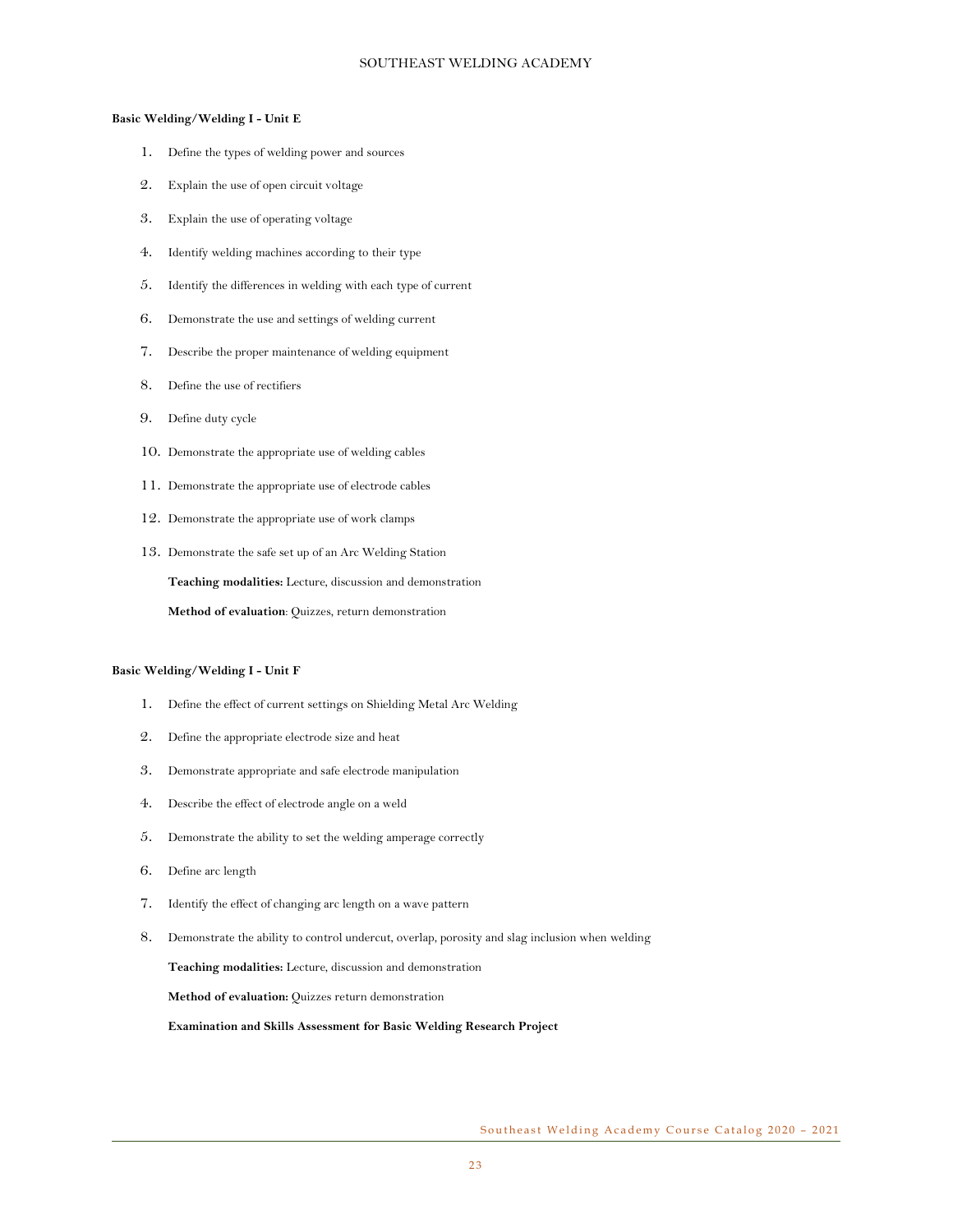**Basic Welding/Welding I - Unit E**

1. Define the types of welding power and sources
2. Explain the use of open circuit voltage
3. Explain the use of operating voltage
4. Identify welding machines according to their type
5. Identify the differences in welding with each type of current
6. Demonstrate the use and settings of welding current
7. Describe the proper maintenance of welding equipment
8. Define the use of rectifiers
9. Define duty cycle
10. Demonstrate the appropriate use of welding cables
11. Demonstrate the appropriate use of electrode cables
12. Demonstrate the appropriate use of work clamps
13. Demonstrate the safe set up of an Arc Welding Station

    **Teaching modalities:** Lecture, discussion and demonstration

    **Method of evaluation**: Quizzes, return demonstration

**Basic Welding/Welding I - Unit F**

1. Define the effect of current settings on Shielding Metal Arc Welding
2. Define the appropriate electrode size and heat
3. Demonstrate appropriate and safe electrode manipulation
4. Describe the effect of electrode angle on a weld
5. Demonstrate the ability to set the welding amperage correctly
6. Define arc length
7. Identify the effect of changing arc length on a wave pattern
8. Demonstrate the ability to control undercut, overlap, porosity and slag inclusion when welding

    **Teaching modalities:** Lecture, discussion and demonstration

    **Method of evaluation:** Quizzes return demonstration

    **Examination and Skills Assessment for Basic Welding Research Project**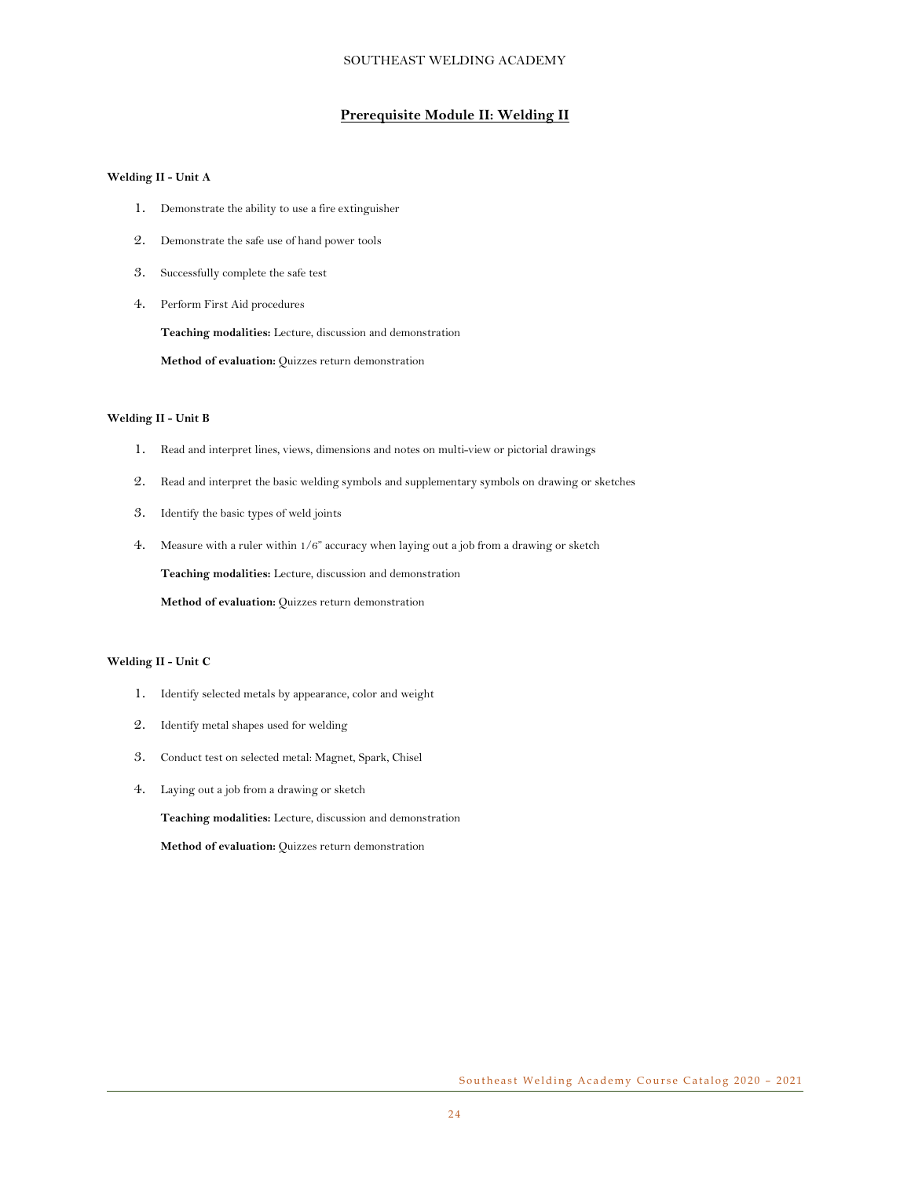## Prerequisite Module II: Welding II

**Welding II - Unit A**

1. Demonstrate the ability to use a fire extinguisher
2. Demonstrate the safe use of hand power tools
3. Successfully complete the safe test
4. Perform First Aid procedures

   **Teaching modalities:** Lecture, discussion and demonstration

   **Method of evaluation:** Quizzes return demonstration

**Welding II - Unit B**

1. Read and interpret lines, views, dimensions and notes on multi-view or pictorial drawings
2. Read and interpret the basic welding symbols and supplementary symbols on drawing or sketches
3. Identify the basic types of weld joints
4. Measure with a ruler within 1/6" accuracy when laying out a job from a drawing or sketch

   **Teaching modalities:** Lecture, discussion and demonstration

   **Method of evaluation:** Quizzes return demonstration

**Welding II - Unit C**

1. Identify selected metals by appearance, color and weight
2. Identify metal shapes used for welding
3. Conduct test on selected metal: Magnet, Spark, Chisel
4. Laying out a job from a drawing or sketch

   **Teaching modalities:** Lecture, discussion and demonstration

   **Method of evaluation:** Quizzes return demonstration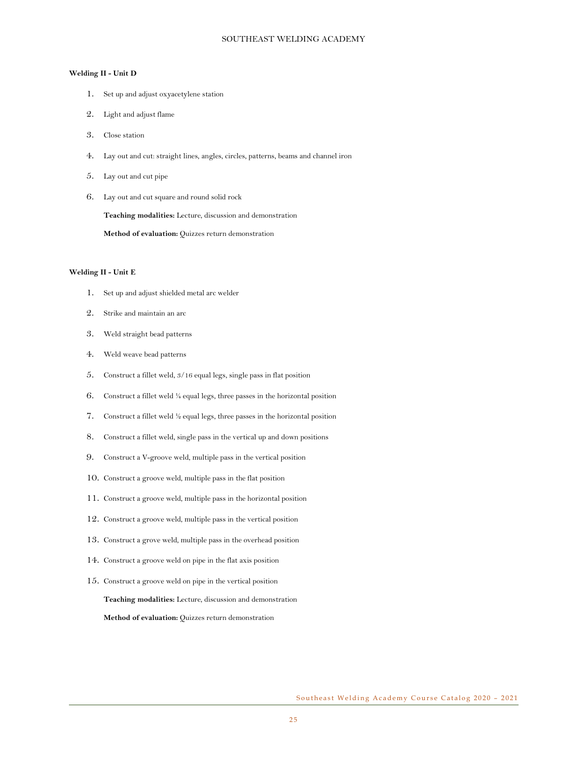**Welding II - Unit D**

1. Set up and adjust oxyacetylene station
2. Light and adjust flame
3. Close station
4. Lay out and cut: straight lines, angles, circles, patterns, beams and channel iron
5. Lay out and cut pipe
6. Lay out and cut square and round solid rock

   **Teaching modalities:** Lecture, discussion and demonstration

   **Method of evaluation:** Quizzes return demonstration

**Welding II - Unit E**

1. Set up and adjust shielded metal arc welder
2. Strike and maintain an arc
3. Weld straight bead patterns
4. Weld weave bead patterns
5. Construct a fillet weld, 3/16 equal legs, single pass in flat position
6. Construct a fillet weld ¼ equal legs, three passes in the horizontal position
7. Construct a fillet weld ½ equal legs, three passes in the horizontal position
8. Construct a fillet weld, single pass in the vertical up and down positions
9. Construct a V-groove weld, multiple pass in the vertical position
10. Construct a groove weld, multiple pass in the flat position
11. Construct a groove weld, multiple pass in the horizontal position
12. Construct a groove weld, multiple pass in the vertical position
13. Construct a grove weld, multiple pass in the overhead position
14. Construct a groove weld on pipe in the flat axis position
15. Construct a groove weld on pipe in the vertical position

    **Teaching modalities:** Lecture, discussion and demonstration

    **Method of evaluation:** Quizzes return demonstration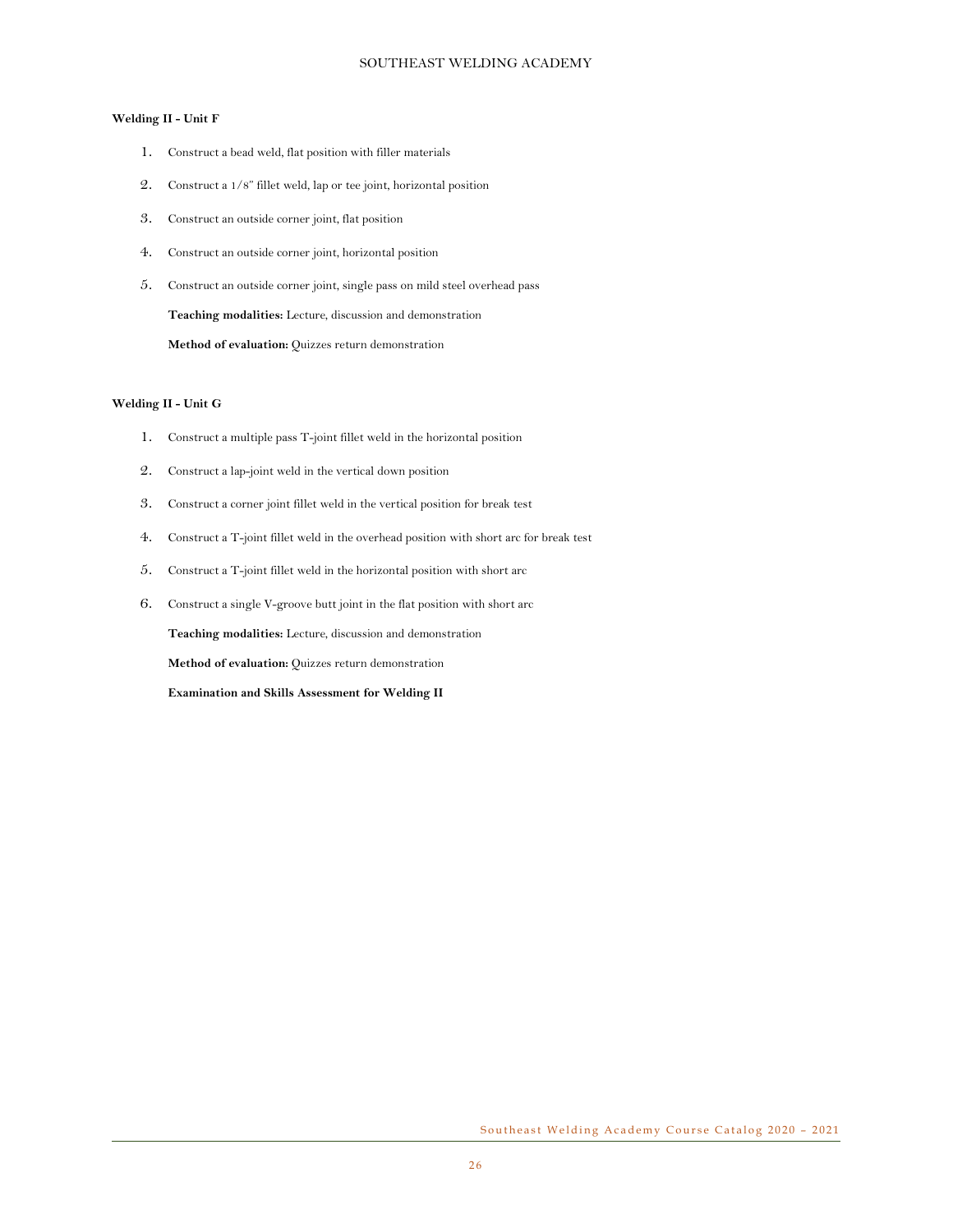**Welding II - Unit F**

1. Construct a bead weld, flat position with filler materials
2. Construct a 1/8" fillet weld, lap or tee joint, horizontal position
3. Construct an outside corner joint, flat position
4. Construct an outside corner joint, horizontal position
5. Construct an outside corner joint, single pass on mild steel overhead pass

   **Teaching modalities:** Lecture, discussion and demonstration

   **Method of evaluation:** Quizzes return demonstration

**Welding II - Unit G**

1. Construct a multiple pass T-joint fillet weld in the horizontal position
2. Construct a lap-joint weld in the vertical down position
3. Construct a corner joint fillet weld in the vertical position for break test
4. Construct a T-joint fillet weld in the overhead position with short arc for break test
5. Construct a T-joint fillet weld in the horizontal position with short arc
6. Construct a single V-groove butt joint in the flat position with short arc

   **Teaching modalities:** Lecture, discussion and demonstration

   **Method of evaluation:** Quizzes return demonstration

   **Examination and Skills Assessment for Welding II**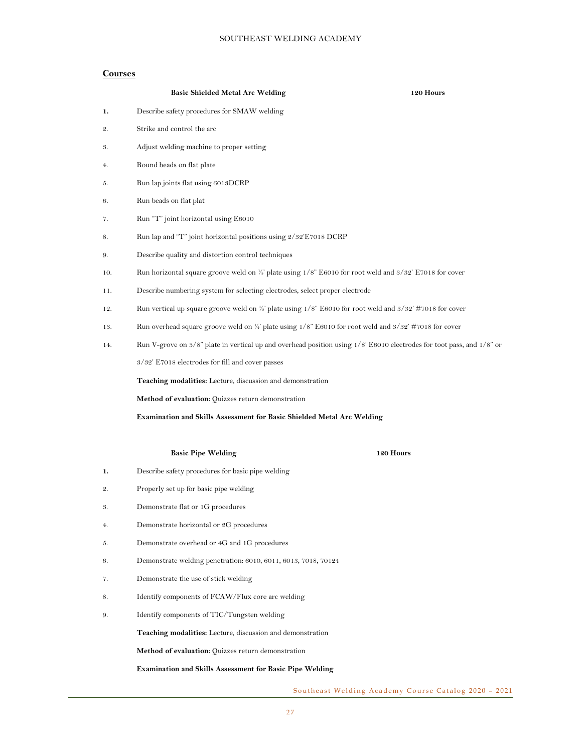## Courses

**Basic Shielded Metal Arc Welding** **120 Hours**

1. Describe safety procedures for SMAW welding
2. Strike and control the arc
3. Adjust welding machine to proper setting
4. Round beads on flat plate
5. Run lap joints flat using 6013DCRP
6. Run beads on flat plat
7. Run "T" joint horizontal using E6010
8. Run lap and "T" joint horizontal positions using 2/32'E7018 DCRP
9. Describe quality and distortion control techniques
10. Run horizontal square groove weld on ¼' plate using 1/8" E6010 for root weld and 3/32' E7018 for cover
11. Describe numbering system for selecting electrodes, select proper electrode
12. Run vertical up square groove weld on ¼' plate using 1/8" E6010 for root weld and 3/32' #7018 for cover
13. Run overhead square groove weld on ¼' plate using 1/8" E6010 for root weld and 3/32' #7018 for cover
14. Run V-grove on 3/8" plate in vertical up and overhead position using 1/8' E6010 electrodes for toot pass, and 1/8" or 3/32' E7018 electrodes for fill and cover passes

**Teaching modalities:** Lecture, discussion and demonstration

**Method of evaluation:** Quizzes return demonstration

**Examination and Skills Assessment for Basic Shielded Metal Arc Welding**

**Basic Pipe Welding** **120 Hours**

1. Describe safety procedures for basic pipe welding
2. Properly set up for basic pipe welding
3. Demonstrate flat or 1G procedures
4. Demonstrate horizontal or 2G procedures
5. Demonstrate overhead or 4G and 1G procedures
6. Demonstrate welding penetration: 6010, 6011, 6013, 7018, 70124
7. Demonstrate the use of stick welding
8. Identify components of FCAW/Flux core arc welding
9. Identify components of TIC/Tungsten welding

**Teaching modalities:** Lecture, discussion and demonstration

**Method of evaluation:** Quizzes return demonstration

**Examination and Skills Assessment for Basic Pipe Welding**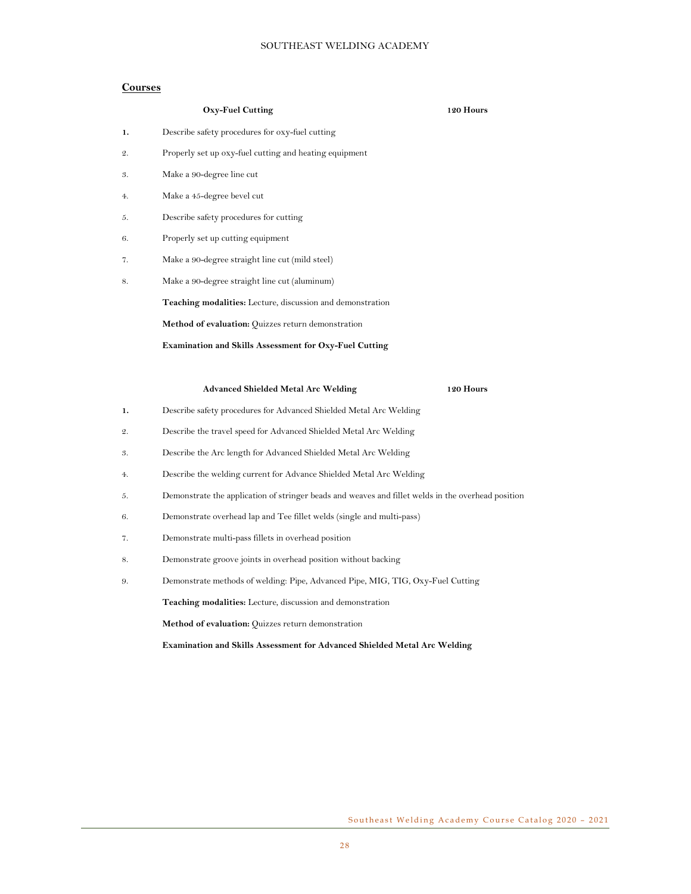## Courses

**Oxy-Fuel Cutting** **120 Hours**

1. Describe safety procedures for oxy-fuel cutting
2. Properly set up oxy-fuel cutting and heating equipment
3. Make a 90-degree line cut
4. Make a 45-degree bevel cut
5. Describe safety procedures for cutting
6. Properly set up cutting equipment
7. Make a 90-degree straight line cut (mild steel)
8. Make a 90-degree straight line cut (aluminum)

**Teaching modalities:** Lecture, discussion and demonstration

**Method of evaluation:** Quizzes return demonstration

**Examination and Skills Assessment for Oxy-Fuel Cutting**

**Advanced Shielded Metal Arc Welding** **120 Hours**

1. Describe safety procedures for Advanced Shielded Metal Arc Welding
2. Describe the travel speed for Advanced Shielded Metal Arc Welding
3. Describe the Arc length for Advanced Shielded Metal Arc Welding
4. Describe the welding current for Advance Shielded Metal Arc Welding
5. Demonstrate the application of stringer beads and weaves and fillet welds in the overhead position
6. Demonstrate overhead lap and Tee fillet welds (single and multi-pass)
7. Demonstrate multi-pass fillets in overhead position
8. Demonstrate groove joints in overhead position without backing
9. Demonstrate methods of welding: Pipe, Advanced Pipe, MIG, TIG, Oxy-Fuel Cutting

**Teaching modalities:** Lecture, discussion and demonstration

**Method of evaluation:** Quizzes return demonstration

**Examination and Skills Assessment for Advanced Shielded Metal Arc Welding**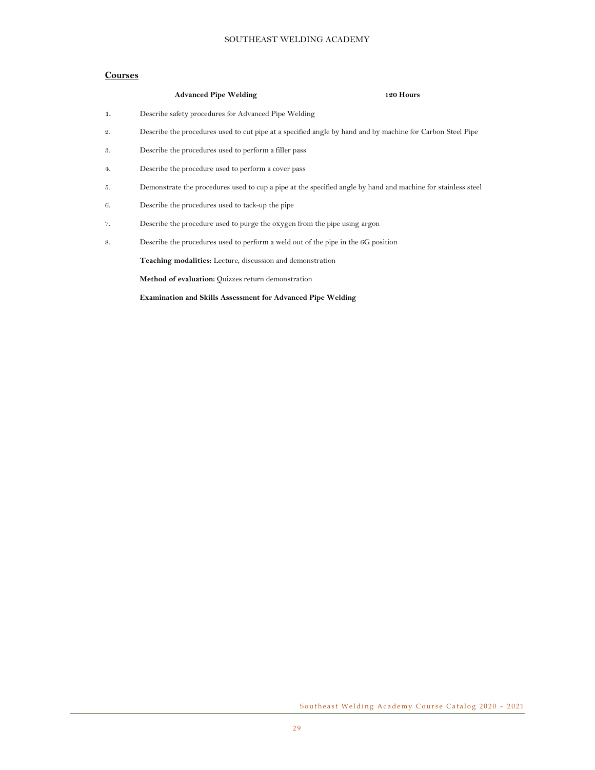## Courses

**Advanced Pipe Welding** **120 Hours**

1. Describe safety procedures for Advanced Pipe Welding
2. Describe the procedures used to cut pipe at a specified angle by hand and by machine for Carbon Steel Pipe
3. Describe the procedures used to perform a filler pass
4. Describe the procedure used to perform a cover pass
5. Demonstrate the procedures used to cup a pipe at the specified angle by hand and machine for stainless steel
6. Describe the procedures used to tack-up the pipe
7. Describe the procedure used to purge the oxygen from the pipe using argon
8. Describe the procedures used to perform a weld out of the pipe in the 6G position

**Teaching modalities:** Lecture, discussion and demonstration

**Method of evaluation:** Quizzes return demonstration

**Examination and Skills Assessment for Advanced Pipe Welding**